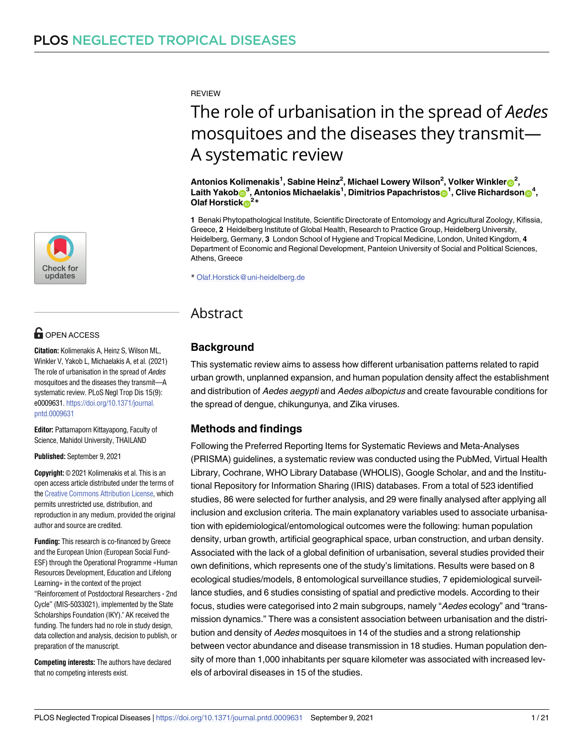REVIEW

# The role of urbanisation in the spread of *Aedes* mosquitoes and the diseases they transmit—A systematic review

**Antonios Kolimenakis[1], Sabine Heinz[2], Michael Lowery Wilson[2], Volker Winkler[2], Laith Yakob[3], Antonios Michaelakis[1], Dimitrios Papachristos[1], Clive Richardson[4], Olaf Horstick[2]***

**1** Benaki Phytopathological Institute, Scientific Directorate of Entomology and Agricultural Zoology, Kifissia, Greece, **2** Heidelberg Institute of Global Health, Research to Practice Group, Heidelberg University, Heidelberg, Germany, **3** London School of Hygiene and Tropical Medicine, London, United Kingdom, **4** Department of Economic and Regional Development, Panteion University of Social and Political Sciences, Athens, Greece

* Olaf.Horstick@uni-heidelberg.de

OPEN ACCESS

**Citation:** Kolimenakis A, Heinz S, Wilson ML, Winkler V, Yakob L, Michaelakis A, et al. (2021) The role of urbanisation in the spread of *Aedes* mosquitoes and the diseases they transmit—A systematic review. PLoS Negl Trop Dis 15(9): e0009631. https://doi.org/10.1371/journal.pntd.0009631

**Editor:** Pattamaporn Kittayapong, Faculty of Science, Mahidol University, THAILAND

**Published:** September 9, 2021

**Copyright:** © 2021 Kolimenakis et al. This is an open access article distributed under the terms of the Creative Commons Attribution License, which permits unrestricted use, distribution, and reproduction in any medium, provided the original author and source are credited.

**Funding:** This research is co-financed by Greece and the European Union (European Social Fund-ESF) through the Operational Programme «Human Resources Development, Education and Lifelong Learning» in the context of the project "Reinforcement of Postdoctoral Researchers - 2nd Cycle" (MIS-5033021), implemented by the State Scholarships Foundation (IKY)." AK received the funding. The funders had no role in study design, data collection and analysis, decision to publish, or preparation of the manuscript.

**Competing interests:** The authors have declared that no competing interests exist.

## Abstract

### Background

This systematic review aims to assess how different urbanisation patterns related to rapid urban growth, unplanned expansion, and human population density affect the establishment and distribution of *Aedes aegypti* and *Aedes albopictus* and create favourable conditions for the spread of dengue, chikungunya, and Zika viruses.

### Methods and findings

Following the Preferred Reporting Items for Systematic Reviews and Meta-Analyses (PRISMA) guidelines, a systematic review was conducted using the PubMed, Virtual Health Library, Cochrane, WHO Library Database (WHOLIS), Google Scholar, and and the Institutional Repository for Information Sharing (IRIS) databases. From a total of 523 identified studies, 86 were selected for further analysis, and 29 were finally analysed after applying all inclusion and exclusion criteria. The main explanatory variables used to associate urbanisation with epidemiological/entomological outcomes were the following: human population density, urban growth, artificial geographical space, urban construction, and urban density. Associated with the lack of a global definition of urbanisation, several studies provided their own definitions, which represents one of the study's limitations. Results were based on 8 ecological studies/models, 8 entomological surveillance studies, 7 epidemiological surveillance studies, and 6 studies consisting of spatial and predictive models. According to their focus, studies were categorised into 2 main subgroups, namely "*Aedes* ecology" and "transmission dynamics." There was a consistent association between urbanisation and the distribution and density of *Aedes* mosquitoes in 14 of the studies and a strong relationship between vector abundance and disease transmission in 18 studies. Human population density of more than 1,000 inhabitants per square kilometer was associated with increased levels of arboviral diseases in 15 of the studies.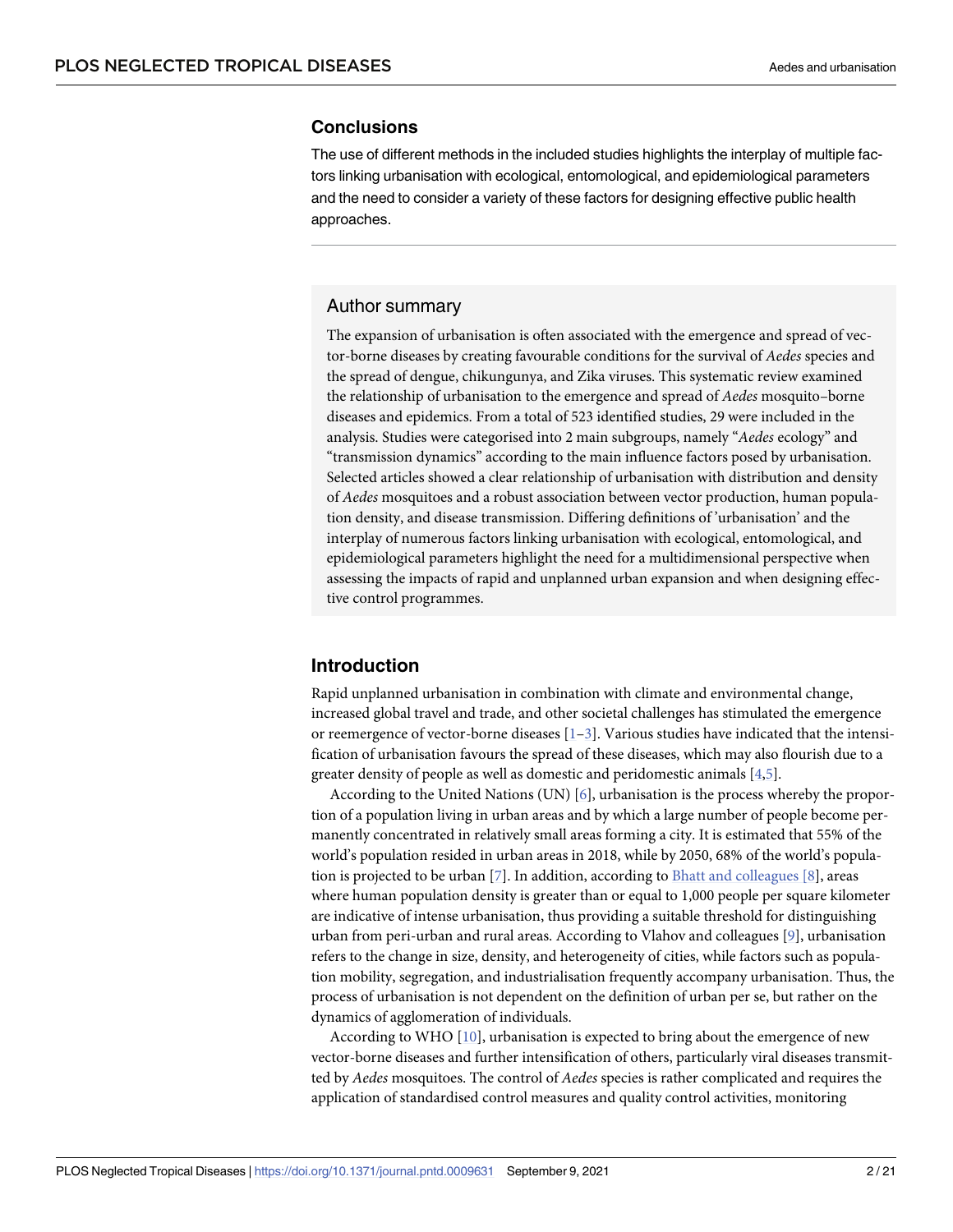## Conclusions

The use of different methods in the included studies highlights the interplay of multiple factors linking urbanisation with ecological, entomological, and epidemiological parameters and the need to consider a variety of these factors for designing effective public health approaches.

## Author summary

The expansion of urbanisation is often associated with the emergence and spread of vector-borne diseases by creating favourable conditions for the survival of *Aedes* species and the spread of dengue, chikungunya, and Zika viruses. This systematic review examined the relationship of urbanisation to the emergence and spread of *Aedes* mosquito–borne diseases and epidemics. From a total of 523 identified studies, 29 were included in the analysis. Studies were categorised into 2 main subgroups, namely "*Aedes* ecology" and "transmission dynamics" according to the main influence factors posed by urbanisation. Selected articles showed a clear relationship of urbanisation with distribution and density of *Aedes* mosquitoes and a robust association between vector production, human population density, and disease transmission. Differing definitions of 'urbanisation' and the interplay of numerous factors linking urbanisation with ecological, entomological, and epidemiological parameters highlight the need for a multidimensional perspective when assessing the impacts of rapid and unplanned urban expansion and when designing effective control programmes.

## Introduction

Rapid unplanned urbanisation in combination with climate and environmental change, increased global travel and trade, and other societal challenges has stimulated the emergence or reemergence of vector-borne diseases [1–3]. Various studies have indicated that the intensification of urbanisation favours the spread of these diseases, which may also flourish due to a greater density of people as well as domestic and peridomestic animals [4,5].

According to the United Nations (UN) [6], urbanisation is the process whereby the proportion of a population living in urban areas and by which a large number of people become permanently concentrated in relatively small areas forming a city. It is estimated that 55% of the world's population resided in urban areas in 2018, while by 2050, 68% of the world's population is projected to be urban [7]. In addition, according to Bhatt and colleagues [8], areas where human population density is greater than or equal to 1,000 people per square kilometer are indicative of intense urbanisation, thus providing a suitable threshold for distinguishing urban from peri-urban and rural areas. According to Vlahov and colleagues [9], urbanisation refers to the change in size, density, and heterogeneity of cities, while factors such as population mobility, segregation, and industrialisation frequently accompany urbanisation. Thus, the process of urbanisation is not dependent on the definition of urban per se, but rather on the dynamics of agglomeration of individuals.

According to WHO [10], urbanisation is expected to bring about the emergence of new vector-borne diseases and further intensification of others, particularly viral diseases transmitted by *Aedes* mosquitoes. The control of *Aedes* species is rather complicated and requires the application of standardised control measures and quality control activities, monitoring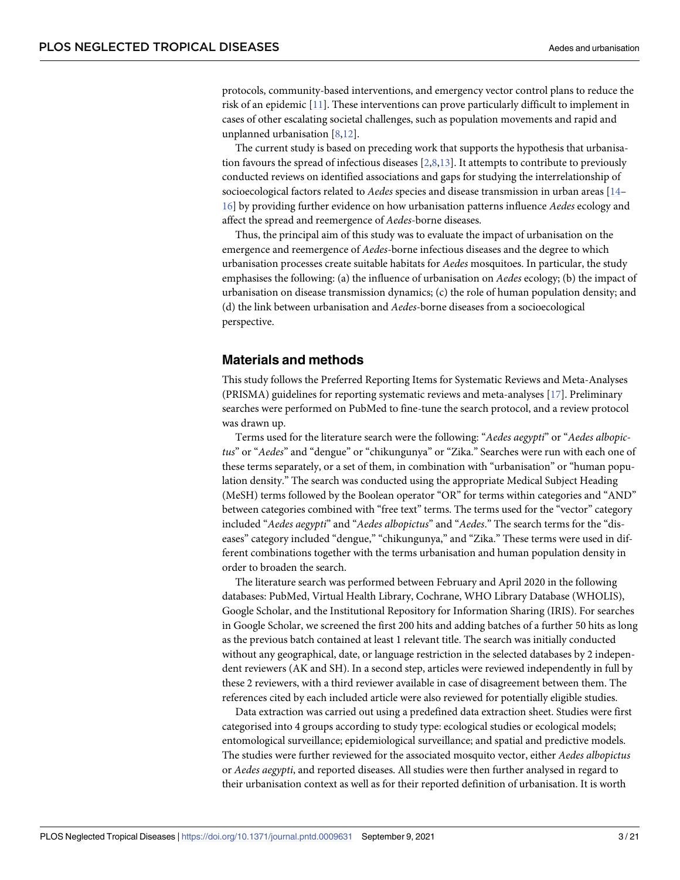protocols, community-based interventions, and emergency vector control plans to reduce the risk of an epidemic [11]. These interventions can prove particularly difficult to implement in cases of other escalating societal challenges, such as population movements and rapid and unplanned urbanisation [8,12].

The current study is based on preceding work that supports the hypothesis that urbanisation favours the spread of infectious diseases [2,8,13]. It attempts to contribute to previously conducted reviews on identified associations and gaps for studying the interrelationship of socioecological factors related to *Aedes* species and disease transmission in urban areas [14–16] by providing further evidence on how urbanisation patterns influence *Aedes* ecology and affect the spread and reemergence of *Aedes*-borne diseases.

Thus, the principal aim of this study was to evaluate the impact of urbanisation on the emergence and reemergence of *Aedes*-borne infectious diseases and the degree to which urbanisation processes create suitable habitats for *Aedes* mosquitoes. In particular, the study emphasises the following: (a) the influence of urbanisation on *Aedes* ecology; (b) the impact of urbanisation on disease transmission dynamics; (c) the role of human population density; and (d) the link between urbanisation and *Aedes*-borne diseases from a socioecological perspective.

## Materials and methods

This study follows the Preferred Reporting Items for Systematic Reviews and Meta-Analyses (PRISMA) guidelines for reporting systematic reviews and meta-analyses [17]. Preliminary searches were performed on PubMed to fine-tune the search protocol, and a review protocol was drawn up.

Terms used for the literature search were the following: "*Aedes aegypti*" or "*Aedes albopictus*" or "*Aedes*" and "dengue" or "chikungunya" or "Zika." Searches were run with each one of these terms separately, or a set of them, in combination with "urbanisation" or "human population density." The search was conducted using the appropriate Medical Subject Heading (MeSH) terms followed by the Boolean operator "OR" for terms within categories and "AND" between categories combined with "free text" terms. The terms used for the "vector" category included "*Aedes aegypti*" and "*Aedes albopictus*" and "*Aedes*." The search terms for the "diseases" category included "dengue," "chikungunya," and "Zika." These terms were used in different combinations together with the terms urbanisation and human population density in order to broaden the search.

The literature search was performed between February and April 2020 in the following databases: PubMed, Virtual Health Library, Cochrane, WHO Library Database (WHOLIS), Google Scholar, and the Institutional Repository for Information Sharing (IRIS). For searches in Google Scholar, we screened the first 200 hits and adding batches of a further 50 hits as long as the previous batch contained at least 1 relevant title. The search was initially conducted without any geographical, date, or language restriction in the selected databases by 2 independent reviewers (AK and SH). In a second step, articles were reviewed independently in full by these 2 reviewers, with a third reviewer available in case of disagreement between them. The references cited by each included article were also reviewed for potentially eligible studies.

Data extraction was carried out using a predefined data extraction sheet. Studies were first categorised into 4 groups according to study type: ecological studies or ecological models; entomological surveillance; epidemiological surveillance; and spatial and predictive models. The studies were further reviewed for the associated mosquito vector, either *Aedes albopictus* or *Aedes aegypti*, and reported diseases. All studies were then further analysed in regard to their urbanisation context as well as for their reported definition of urbanisation. It is worth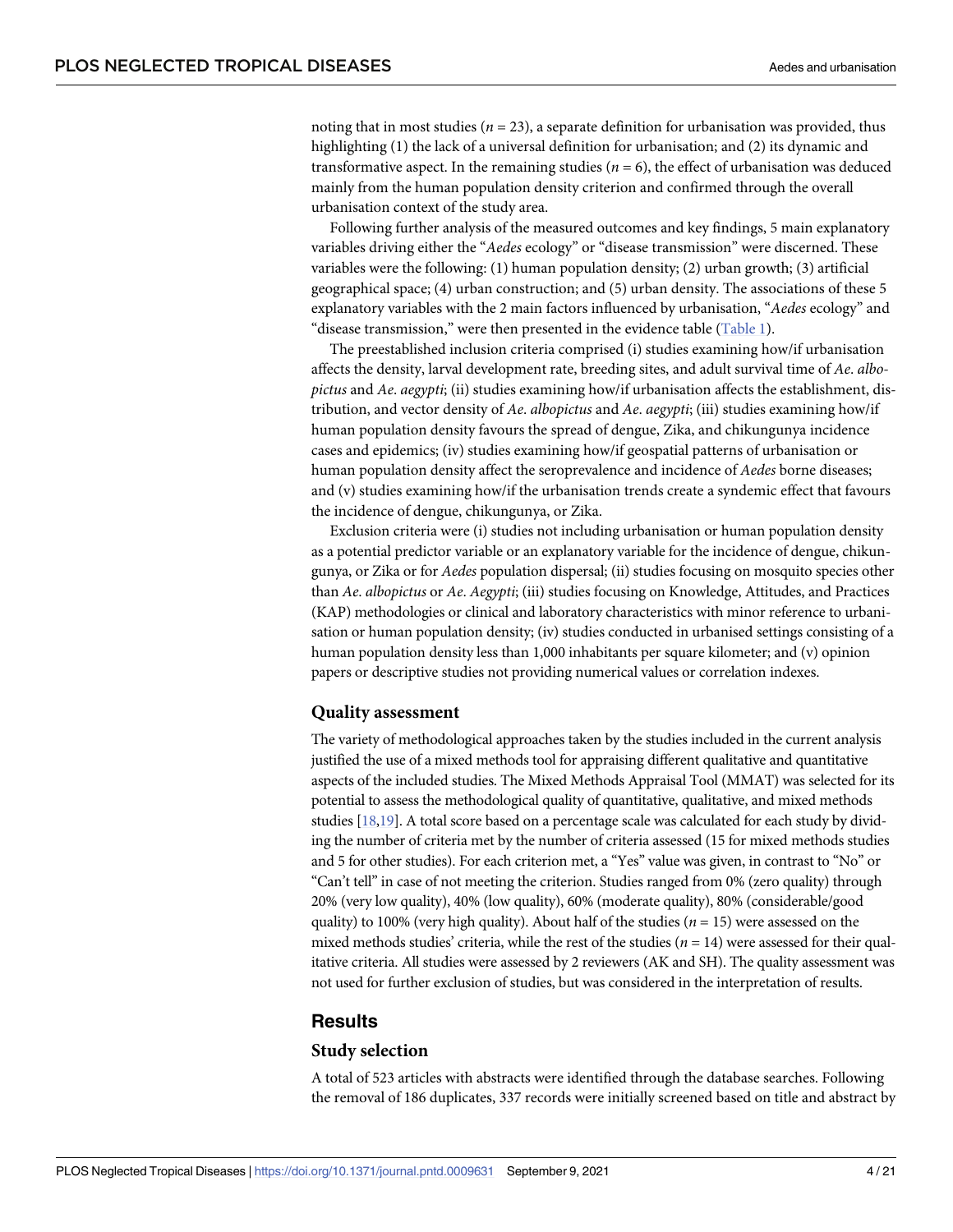noting that in most studies ($n = 23$), a separate definition for urbanisation was provided, thus highlighting (1) the lack of a universal definition for urbanisation; and (2) its dynamic and transformative aspect. In the remaining studies ($n = 6$), the effect of urbanisation was deduced mainly from the human population density criterion and confirmed through the overall urbanisation context of the study area.

Following further analysis of the measured outcomes and key findings, 5 main explanatory variables driving either the "*Aedes* ecology" or "disease transmission" were discerned. These variables were the following: (1) human population density; (2) urban growth; (3) artificial geographical space; (4) urban construction; and (5) urban density. The associations of these 5 explanatory variables with the 2 main factors influenced by urbanisation, "*Aedes* ecology" and "disease transmission," were then presented in the evidence table (Table 1).

The preestablished inclusion criteria comprised (i) studies examining how/if urbanisation affects the density, larval development rate, breeding sites, and adult survival time of *Ae*. *albopictus* and *Ae*. *aegypti*; (ii) studies examining how/if urbanisation affects the establishment, distribution, and vector density of *Ae*. *albopictus* and *Ae*. *aegypti*; (iii) studies examining how/if human population density favours the spread of dengue, Zika, and chikungunya incidence cases and epidemics; (iv) studies examining how/if geospatial patterns of urbanisation or human population density affect the seroprevalence and incidence of *Aedes* borne diseases; and (v) studies examining how/if the urbanisation trends create a syndemic effect that favours the incidence of dengue, chikungunya, or Zika.

Exclusion criteria were (i) studies not including urbanisation or human population density as a potential predictor variable or an explanatory variable for the incidence of dengue, chikungunya, or Zika or for *Aedes* population dispersal; (ii) studies focusing on mosquito species other than *Ae*. *albopictus* or *Ae*. *Aegypti*; (iii) studies focusing on Knowledge, Attitudes, and Practices (KAP) methodologies or clinical and laboratory characteristics with minor reference to urbanisation or human population density; (iv) studies conducted in urbanised settings consisting of a human population density less than 1,000 inhabitants per square kilometer; and (v) opinion papers or descriptive studies not providing numerical values or correlation indexes.

### Quality assessment

The variety of methodological approaches taken by the studies included in the current analysis justified the use of a mixed methods tool for appraising different qualitative and quantitative aspects of the included studies. The Mixed Methods Appraisal Tool (MMAT) was selected for its potential to assess the methodological quality of quantitative, qualitative, and mixed methods studies [18,19]. A total score based on a percentage scale was calculated for each study by dividing the number of criteria met by the number of criteria assessed (15 for mixed methods studies and 5 for other studies). For each criterion met, a "Yes" value was given, in contrast to "No" or "Can't tell" in case of not meeting the criterion. Studies ranged from 0% (zero quality) through 20% (very low quality), 40% (low quality), 60% (moderate quality), 80% (considerable/good quality) to 100% (very high quality). About half of the studies ($n = 15$) were assessed on the mixed methods studies' criteria, while the rest of the studies ($n = 14$) were assessed for their qualitative criteria. All studies were assessed by 2 reviewers (AK and SH). The quality assessment was not used for further exclusion of studies, but was considered in the interpretation of results.

## Results

### Study selection

A total of 523 articles with abstracts were identified through the database searches. Following the removal of 186 duplicates, 337 records were initially screened based on title and abstract by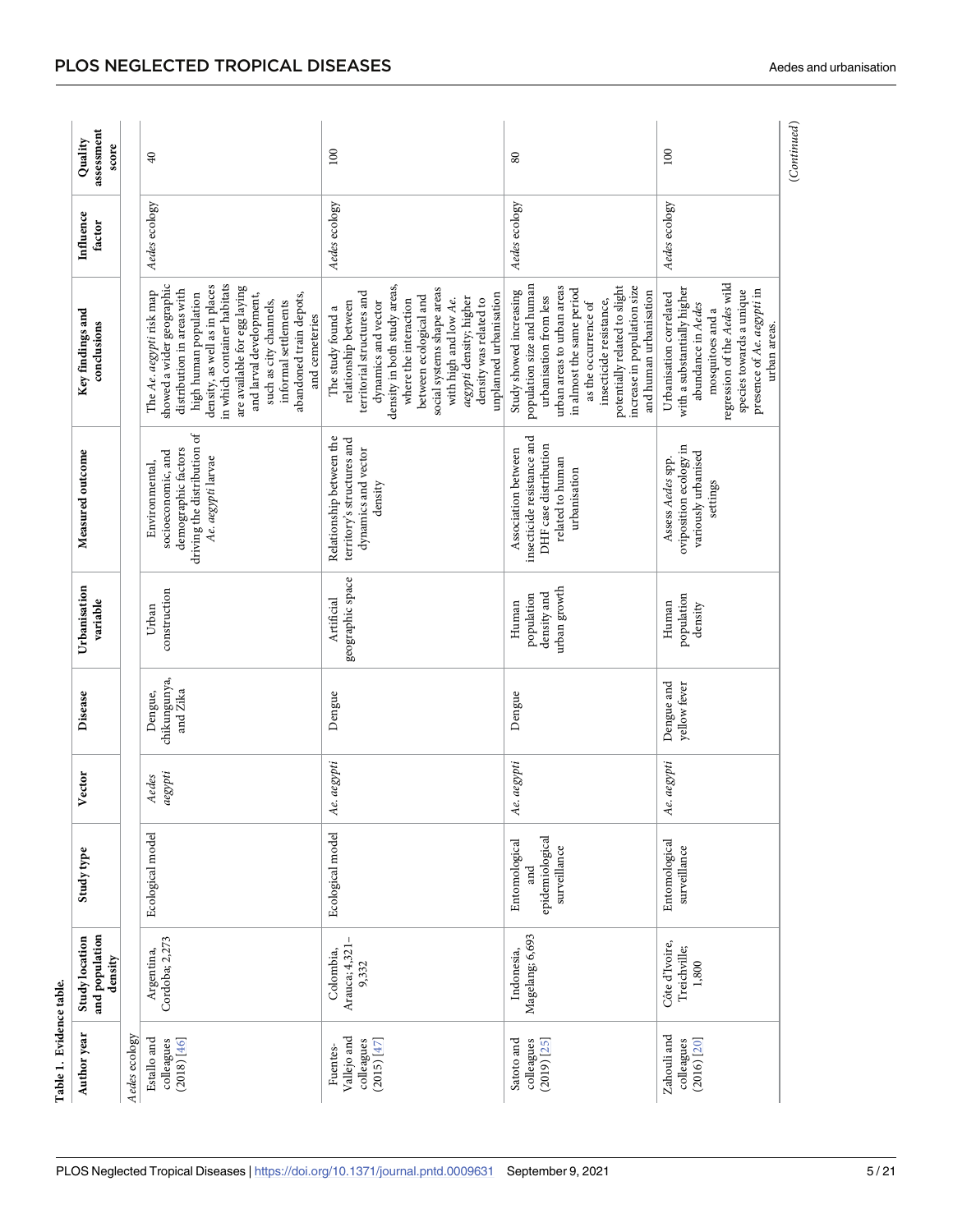**Table 1. Evidence table.**

| Author year | Study location and population density | Study type | Vector | Disease | Urbanisation variable | Measured outcome | Key findings and conclusions | Influence factor | Quality assessment score |
|---|---|---|---|---|---|---|---|---|---|
| *Aedes ecology* | | | | | | | | | |
| Estallo and colleagues (2018) [46] | Argentina, Cordoba; 2,273 | Ecological model | *Aedes aegypti* | Dengue, chikungunya, and Zika | Urban construction | Environmental, socioeconomic, and demographic factors driving the distribution of *Ae. aegypti* larvae | The *Ae. aegypti* risk map showed a wider geographic distribution in areas with high human population density, as well as in places in which container habitats are available for egg laying and larval development, such as city channels, informal settlements abandoned train depots, and cemeteries | *Aedes* ecology | 40 |
| Fuentes-Vallejo and colleagues (2015) [47] | Colombia, Arauca; 4,321–9,332 | Ecological model | *Ae. aegypti* | Dengue | Artificial geographic space | Relationship between the territory's structures and dynamics and vector density | The study found a relationship between territorial structures and dynamics and vector density in both study areas, where the interaction between ecological and social systems shape areas with high and low *Ae. aegypti* density; higher density was related to unplanned urbanisation | *Aedes* ecology | 100 |
| Satoto and colleagues (2019) [25] | Indonesia, Magelang; 6,693 | Entomological and epidemiological surveillance | *Ae. aegypti* | Dengue | Human population density and urban growth | Association between insecticide resistance and DHF case distribution related to human urbanisation | Study showed increasing population size and human urbanisation from less urban areas to urban areas in almost the same period as the occurrence of insecticide resistance, potentially related to slight increase in population size and human urbanisation | *Aedes* ecology | 80 |
| Zahouli and colleagues (2016) [20] | Côte d'Ivoire, Treichville; 1,800 | Entomological surveillance | *Ae. aegypti* | Dengue and yellow fever | Human population density | Assess *Aedes* spp. oviposition ecology in variously urbanised settings | Urbanisation correlated with a substantially higher abundance in *Aedes* mosquitoes and a regression of the *Aedes* wild species towards a unique presence of *Ae. aegypti* in urban areas. | *Aedes* ecology | 100 |

(*Continued*)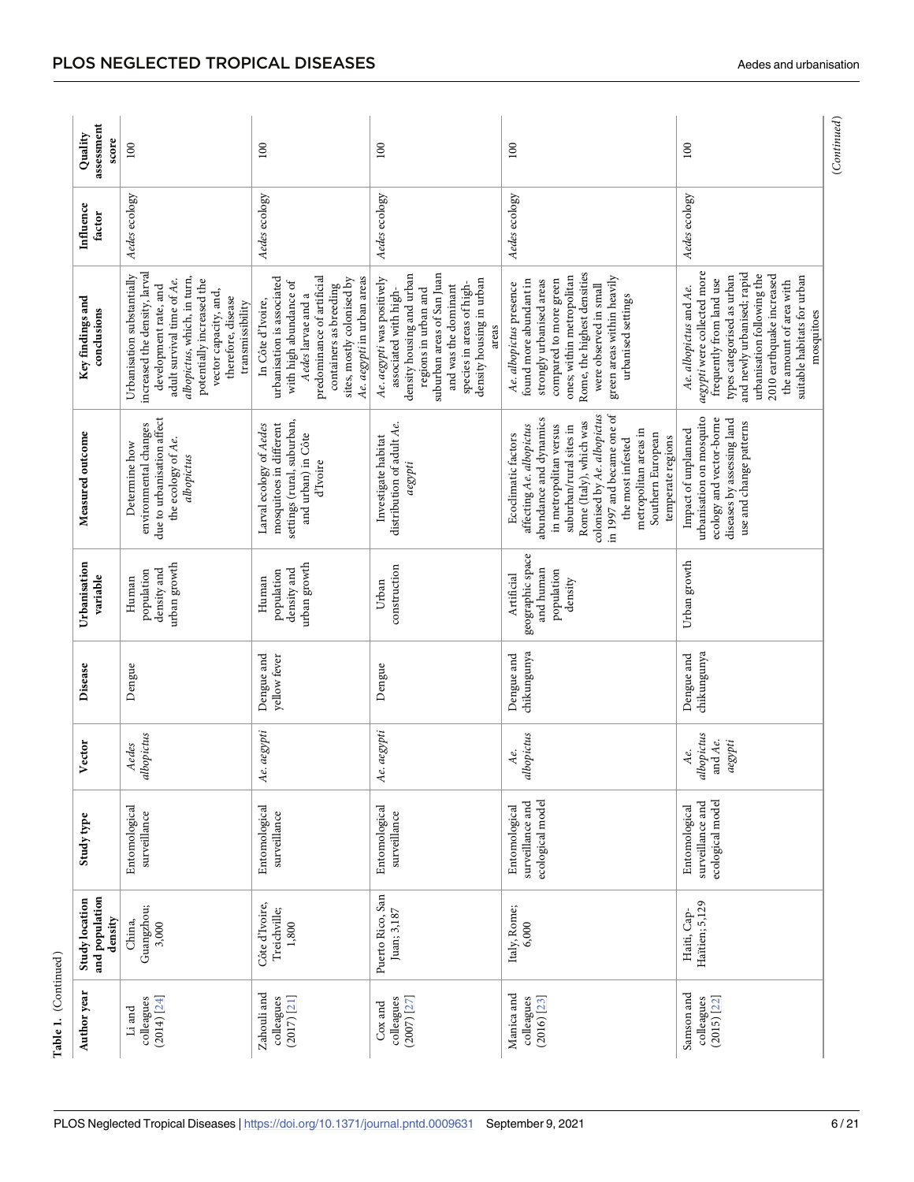**Table 1.** (Continued)

| Author year | Study location and population density | Study type | Vector | Disease | Urbanisation variable | Measured outcome | Key findings and conclusions | Influence factor | Quality assessment score |
|---|---|---|---|---|---|---|---|---|---|
| Li and colleagues (2014) [24] | China, Guangzhou; 3,000 | Entomological surveillance | *Aedes albopictus* | Dengue | Human population density and urban growth | Determine how environmental changes due to urbanisation affect the ecology of *Ae. albopictus* | Urbanisation substantially increased the density, larval development rate, and adult survival time of *Ae. albopictus*, which, in turn, potentially increased the vector capacity, and, therefore, disease transmissibility | *Aedes* ecology | 100 |
| Zahouli and colleagues (2017) [21] | Côte d'Ivoire, Treichville; 1,800 | Entomological surveillance | *Ae. aegypti* | Dengue and yellow fever | Human population density and urban growth | Larval ecology of *Aedes* mosquitoes in different settings (rural, suburban, and urban) in Côte d'Ivoire | In Côte d'Ivoire, urbanisation is associated with high abundance of *Aedes* larvae and a predominance of artificial containers as breeding sites, mostly colonised by *Ae. aegypti* in urban areas | *Aedes* ecology | 100 |
| Cox and colleagues (2007) [27] | Puerto Rico, San Juan; 3,187 | Entomological surveillance | *Ae. aegypti* | Dengue | Urban construction | Investigate habitat distribution of adult *Ae. aegypti* | *Ae. aegypti* was positively associated with high-density housing and urban suburban areas of San Juan regions in urban and and was the dominant species in areas of high-density housing in urban areas | *Aedes* ecology | 100 |
| Manica and colleagues (2016) [23] | Italy, Rome; 6,000 | Entomological surveillance and ecological model | *Ae. albopictus* | Dengue and chikungunya | Artificial geographic space and human population density | Ecoclimatic factors affecting *Ae. albopictus* abundance and dynamics in metropolitan versus suburban/rural sites in Rome (Italy), which was colonised by *Ae. albopictus* in 1997 and became one of the most infested metropolitan areas in Southern European temperate regions | *Ae. albopictus* presence found more abundant in strongly urbanised areas compared to more green ones; within metropolitan Rome, the highest densities were observed in small green areas within heavily urbanised settings | *Aedes* ecology | 100 |
| Samson and colleagues (2015) [22] | Haiti, Cap-Haïtien; 5,129 | Entomological surveillance and ecological model | *Ae. albopictus* and *Ae. aegypti* | Dengue and chikungunya | Urban growth | Impact of unplanned urbanisation on mosquito ecology and vector-borne diseases by assessing land use and change patterns | *Ae. albopictus* and *Ae. aegypti* were collected more frequently from land use types categorised as urban and newly urbanised; rapid urbanisation following the 2010 earthquake increased the amount of area with suitable habitats for urban mosquitoes | *Aedes* ecology | 100 |

(*Continued*)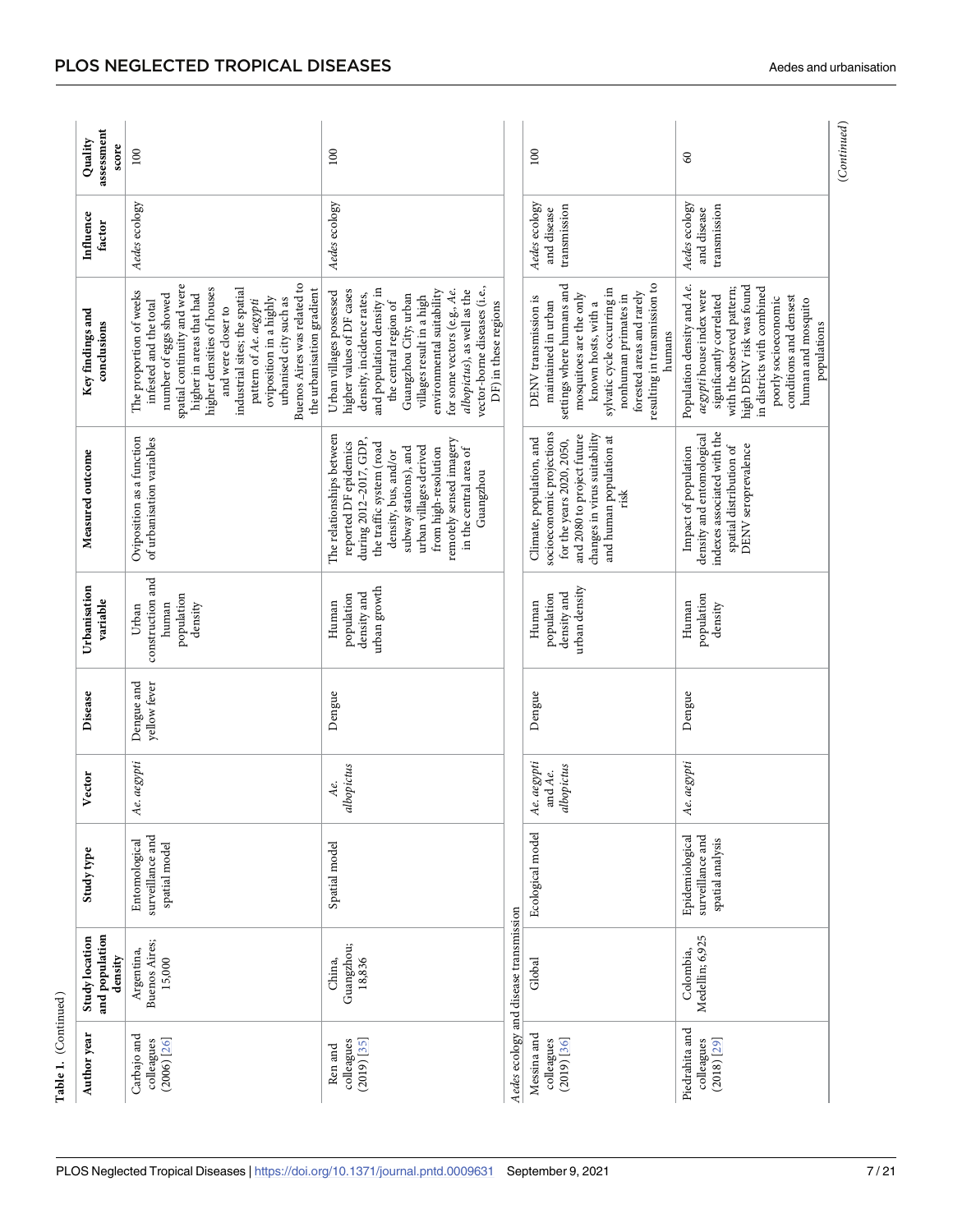**Table 1.** (Continued)

| Author year | Study location and population density | Study type | Vector | Disease | Urbanisation variable | Measured outcome | Key findings and conclusions | Influence factor | Quality assessment score |
|---|---|---|---|---|---|---|---|---|---|
| Carbajo and colleagues (2006) [26] | Argentina, Buenos Aires; 15,000 | Entomological surveillance and spatial model | *Ae. aegypti* | Dengue and yellow fever | Urban construction and human population density | Oviposition as a function of urbanisation variables | The proportion of weeks infested and the total number of eggs showed spatial continuity and were higher in areas that had higher densities of houses and were closer to industrial sites; the spatial pattern of *Ae. aegypti* oviposition in a highly urbanised city such as Buenos Aires was related to the urbanisation gradient | *Aedes* ecology | 100 |
| Ren and colleagues (2019) [35] | China, Guangzhou; 18,836 | Spatial model | *Ae. albopictus* | Dengue | Human population density and urban growth | The relationships between reported DF epidemics during 2012–2017, GDP, the traffic system (road density, bus, and/or subway stations), and urban villages derived from high-resolution remotely sensed imagery in the central area of Guangzhou | Urban villages possessed higher values of DF cases density, incidence rates, and population density in the central region of Guangzhou City; urban villages result in a high environmental suitability for some vectors (e.g., *Ae. albopictus*), as well as the vector-borne diseases (i.e., DF) in these regions | *Aedes* ecology | 100 |
| *Aedes* ecology and disease transmission | | | | | | | | | |
| Messina and colleagues (2019) [36] | Global | Ecological model | *Ae. aegypti* and *Ae. albopictus* | Dengue | Human population density and urban density | Climate, population, and socioeconomic projections for the years 2020, 2050, and 2080 to project future changes in virus suitability and human population at risk | DENV transmission is maintained in urban settings where humans and mosquitoes are the only known hosts, with a sylvatic cycle occurring in nonhuman primates in forested areas and rarely resulting in transmission to humans | *Aedes* ecology and disease transmission | 100 |
| Piedrahita and colleagues (2018) [29] | Colombia, Medellin; 6,925 | Epidemiological surveillance and spatial analysis | *Ae. aegypti* | Dengue | Human population density | Impact of population density and entomological indexes associated with the spatial distribution of DENV seroprevalence | Population density and *Ae. aegypti* house index were significantly correlated with the observed pattern; high DENV risk was found in districts with combined poorly socioeconomic conditions and densest human and mosquito populations | *Aedes* ecology and disease transmission | 60 |

(*Continued*)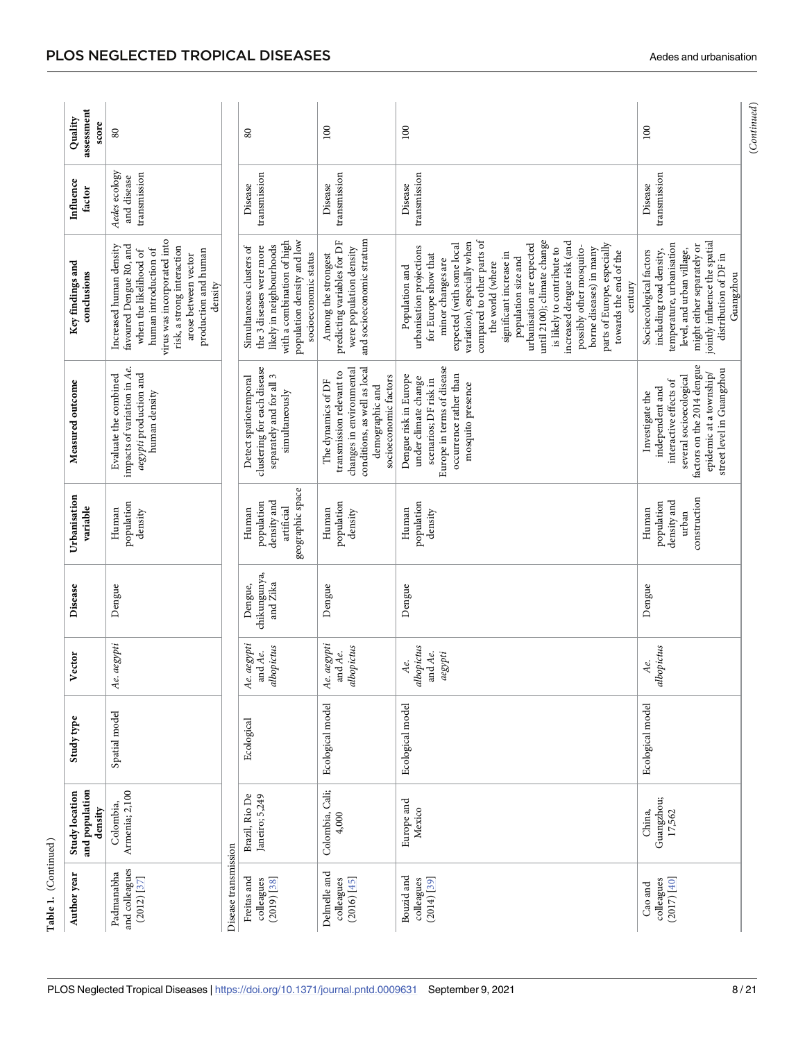Table 1. (Continued)

| Author year | Study location and population density | Study type | Vector | Disease | Urbanisation variable | Measured outcome | Key findings and conclusions | Influence factor | Quality assessment score |
|---|---|---|---|---|---|---|---|---|---|
| Padmanabha and colleagues (2012) [37] | Colombia, Armenia; 2,100 | Spatial model | *Ae. aegypti* | Dengue | Human population density | Evaluate the combined impacts of variation in *Ae. aegypti* production and human density | Increased human density favoured Dengue R0, and when the likelihood of human introduction of virus was incorporated into risk, a strong interaction arose between vector production and human density | *Aedes* ecology and disease transmission | 80 |
| Disease transmission | | | | | | | | | |
| Freitas and colleagues (2019) [38] | Brazil, Rio De Janeiro; 5,249 | Ecological | *Ae. aegypti* and *Ae. albopictus* | Dengue, chikungunya, and Zika | Human population density and artificial geographic space | Detect spatiotemporal clustering for each disease separately and for all 3 simultaneously | Simultaneous clusters of the 3 diseases were more likely in neighbourhoods with a combination of high population density and low socioeconomic status | Disease transmission | 80 |
| Delmelle and colleagues (2016) [45] | Colombia, Cali; 4,000 | Ecological model | *Ae. aegypti* and *Ae. albopictus* | Dengue | Human population density | The dynamics of DF transmission relevant to changes in environmental conditions, as well as local demographic and socioeconomic factors | Among the strongest predicting variables for DF were population density and socioeconomic stratum | Disease transmission | 100 |
| Bouzid and colleagues (2014) [39] | Europe and Mexico | Ecological model | *Ae. albopictus* and *Ae. aegypti* | Dengue | Human population density | Dengue risk in Europe under climate change scenarios; DF risk in Europe in terms of disease occurrence rather than mosquito presence | Population and urbanisation projections for Europe show that minor changes are expected (with some local variation), especially when compared to other parts of the world (where significant increase in population size and urbanisation are expected until 2100); climate change is likely to contribute to increased dengue risk (and possibly other mosquito-borne diseases) in many parts of Europe, especially towards the end of the century | Disease transmission | 100 |
| Cao and colleagues (2017) [40] | China, Guangzhou; 17,562 | Ecological model | *Ae. albopictus* | Dengue | Human population density and urban construction | Investigate the independent and interactive effects of several socioecological factors on the 2014 dengue epidemic at a township/street level in Guangzhou | Socioecological factors including road density, temperature, urbanisation level, and urban village, might either separately or jointly influence the spatial distribution of DF in Guangzhou | Disease transmission | 100 |

(Continued)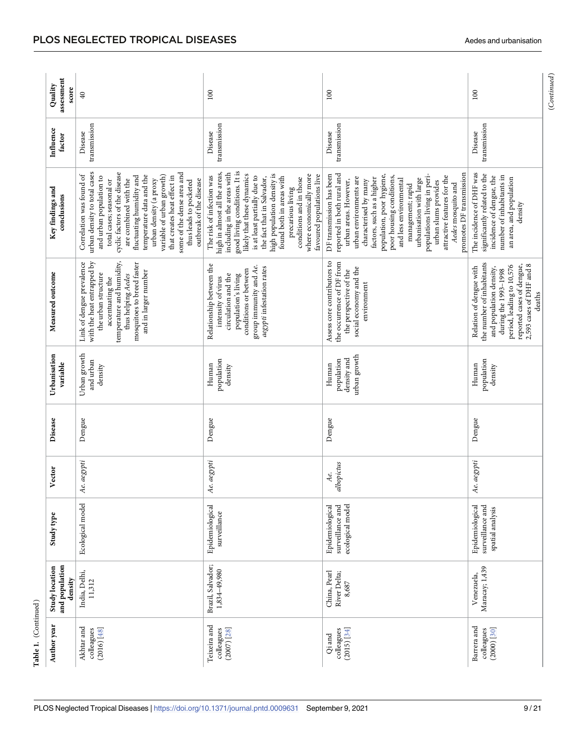Table 1. (Continued)

| Author year | Study location and population density | Study type | Vector | Disease | Urbanisation variable | Measured outcome | Key findings and conclusions | Influence factor | Quality assessment score |
|---|---|---|---|---|---|---|---|---|---|
| Akhtar and colleagues (2016) [48] | India, Delhi, 11,312 | Ecological model | *Ae. aegypti* | Dengue | Urban growth and urban density | Link of dengue prevalence with the heat entrapped by the urban structure accentuating the temperature and humidity, thus helping *Aedes* mosquitoes to breed faster and in larger number | Correlation was found of urban density to total cases and urban population to total cases; seasonal or cyclic factors of the disease are combined with the fluctuating humidity and temperature data and the urban density (a proxy variable of urban growth) that creates heat effect in some of the dense area and thus leads to pocketed outbreak of the disease | Disease transmission | 40 |
| Teixeira and colleagues (2007) [28] | Brazil, Salvador; 1,834–49,980 | Epidemiological surveillance | *Ae. aegypti* | Dengue | Human population density | Relationship between the intensity of virus circulation and the population's living conditions or between group immunity and *Ae. aegypti* infestation rates | The risk of infection was high in almost all the areas, including in the areas with good living conditions. It is likely that these dynamics is at least partially due to the fact that in Salvador, high population density is found both in areas with precarious living conditions and in those where economically more favoured populations live | Disease transmission | 100 |
| Qi and colleagues (2015) [34] | China, Pearl River Delta; 8,687 | Epidemiological surveillance and ecological model | *Ae. albopictus* | Dengue | Human population density and urban growth | Assess core contributors to the occurrence of DF from the perspective of the social economy and the environment | DF transmission has been reported in both rural and urban areas. However, urban environments are characterised by many factors, such as a higher population, poor hygiene, poor housing conditions, and less environmental management; rapid urbanisation with large populations living in peri-urban slums provides attractive features for the *Aedes* mosquito and promotes DF transmission | Disease transmission | 100 |
| Barrera and colleagues (2000) [30] | Venezuela, Maracay; 1,439 | Epidemiological surveillance and spatial analysis | *Ae. aegypti* | Dengue | Human population density | Relation of dengue with the number of inhabitants and population density, during the 1993–1998 period, leading to 10,576 reported cases of dengue, 2,593 cases of DHF and 8 deaths | The incidence of DHF was significantly related to the incidence of dengue, the number of inhabitants in an area, and population density | Disease transmission | 100 |

(Continued)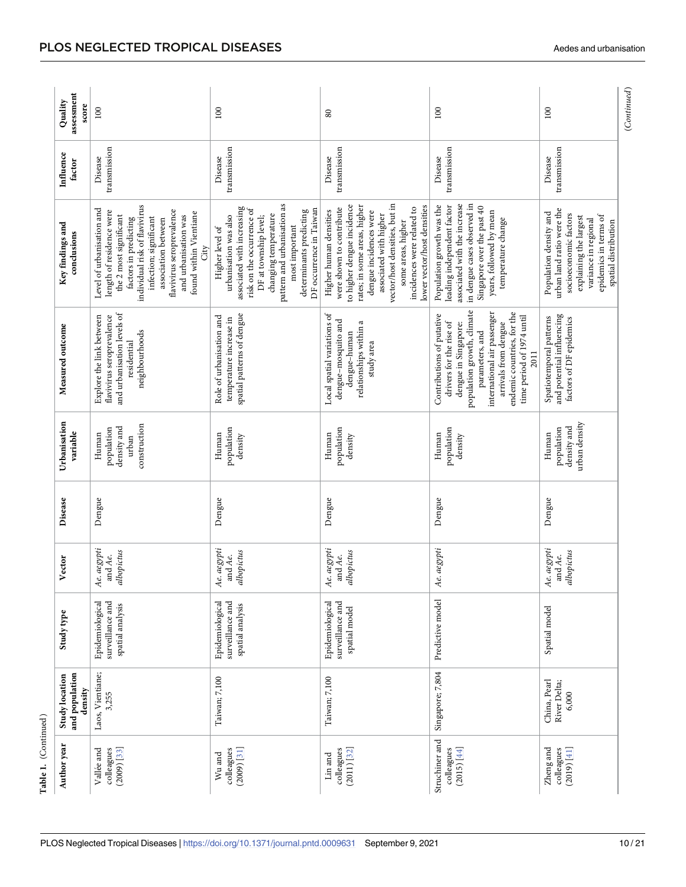Table 1. (Continued)

| Author year | Study location and population density | Study type | Vector | Disease | Urbanisation variable | Measured outcome | Key findings and conclusions | Influence factor | Quality assessment score |
|---|---|---|---|---|---|---|---|---|---|
| Vallée and colleagues (2009) [33] | Laos, Vientiane; 3,255 | Epidemiological surveillance and spatial analysis | *Ae. aegypti* and *Ae. albopictus* | Dengue | Human population density and urban construction | Explore the link between flavivirus seroprevalence and urbanisation levels of residential neighbourhoods | Level of urbanisation and length of residence were the 2 most significant factors in predicting individual risk of flavivirus infection; significant association between flavivirus seroprevalence and urbanisation was found within Vientiane City | Disease transmission | 100 |
| Wu and colleagues (2009) [31] | Taiwan; 7,100 | Epidemiological surveillance and spatial analysis | *Ae. aegypti* and *Ae. albopictus* | Dengue | Human population density | Role of urbanisation and temperature increase in spatial patterns of dengue | Higher level of urbanisation was also associated with increasing risk on the occurrence of DF at township level; changing temperature pattern and urbanisation as most important determinants predicting DF occurrence in Taiwan | Disease transmission | 100 |
| Lin and colleagues (2011) [32] | Taiwan; 7,100 | Epidemiological surveillance and spatial model | *Ae. aegypti* and *Ae. albopictus* | Dengue | Human population density | Local spatial variations of dengue–mosquito and dengue–human relationships within a study area | Higher human densities were shown to contribute to higher dengue incidence rates; in some areas, higher dengue incidences were associated with higher vector/host densities, but in some areas, higher incidences were related to lower vector/host densities | Disease transmission | 80 |
| Struchiner and colleagues (2015) [44] | Singapore; 7,804 | Predictive model | *Ae. aegypti* | Dengue | Human population density | Contributions of putative drivers for the rise of dengue in Singapore: population growth, climate parameters, and international air passenger arrivals from dengue endemic countries, for the time period of 1974 until 2011 | Population growth was the leading independent factor associated with the increase in dengue cases observed in Singapore over the past 40 years, followed by mean temperature change | Disease transmission | 100 |
| Zheng and colleagues (2019) [41] | China, Pearl River Delta; 6,000 | Spatial model | *Ae. aegypti* and *Ae. albopictus* | Dengue | Human population density and urban density | Spatiotemporal patterns and potential influencing factors of DF epidemics | Population density and urban land ratio were the socioeconomic factors explaining the largest variance in regional epidemics in terms of spatial distribution | Disease transmission | 100 |

(Continued)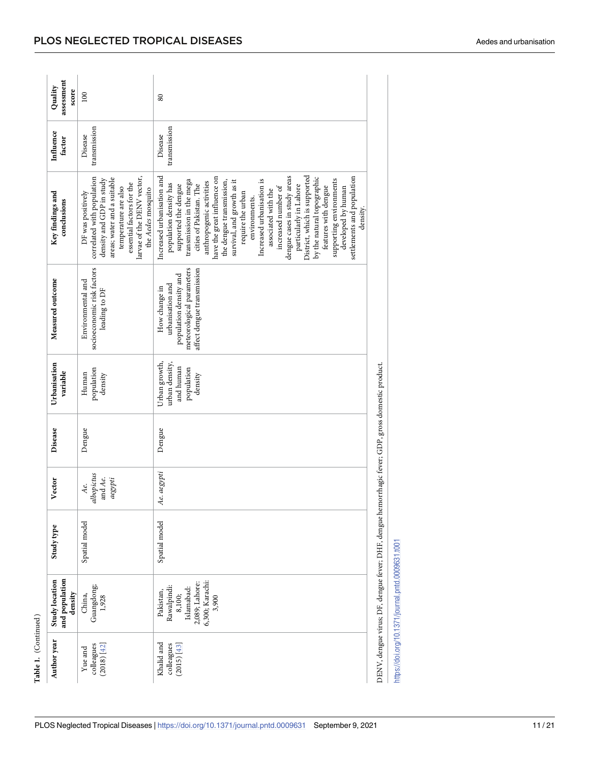**Table 1.** (Continued)

| Author year | Study location and population density | Study type | Vector | Disease | Urbanisation variable | Measured outcome | Key findings and conclusions | Influence factor | Quality assessment score |
|---|---|---|---|---|---|---|---|---|---|
| Yue and colleagues (2018) [42] | China, Guangdong; 1,928 | Spatial model | *Ae. albopictus* and *Ae. aegypti* | Dengue | Human population density | Environmental and socioeconomic risk factors leading to DF | DF was positively correlated with population density and GDP in study areas; water and a suitable temperature are also essential factors for the larvae of the DENV vector, the *Aedes* mosquito | Disease transmission | 100 |
| Khalid and colleagues (2015) [43] | Pakistan, Rawalpindi: 8,100; Islamabad: 2,089; Lahore: 6,300; Karachi: 3,900 | Spatial model | *Ae. aegypti* | Dengue | Urban growth, urban density, and human population density | How change in urbanisation and population density and meteorological parameters affect dengue transmission | Increased urbanisation and population density has supported the dengue transmission in the mega cities of Pakistan. The anthropogenic activities have the great influence on the dengue transmission, survival, and growth as it require the urban environments. Increased urbanisation is associated with the increased number of dengue cases in study areas particularly in Lahore District, which is supported by the natural topographic features with dengue supporting environments developed by human settlements and population density. | Disease transmission | 80 |

DENV, dengue virus; DF, dengue fever; DHF, dengue hemorrhagic fever; GDP, gross domestic product.

https://doi.org/10.1371/journal.pntd.0009631.t001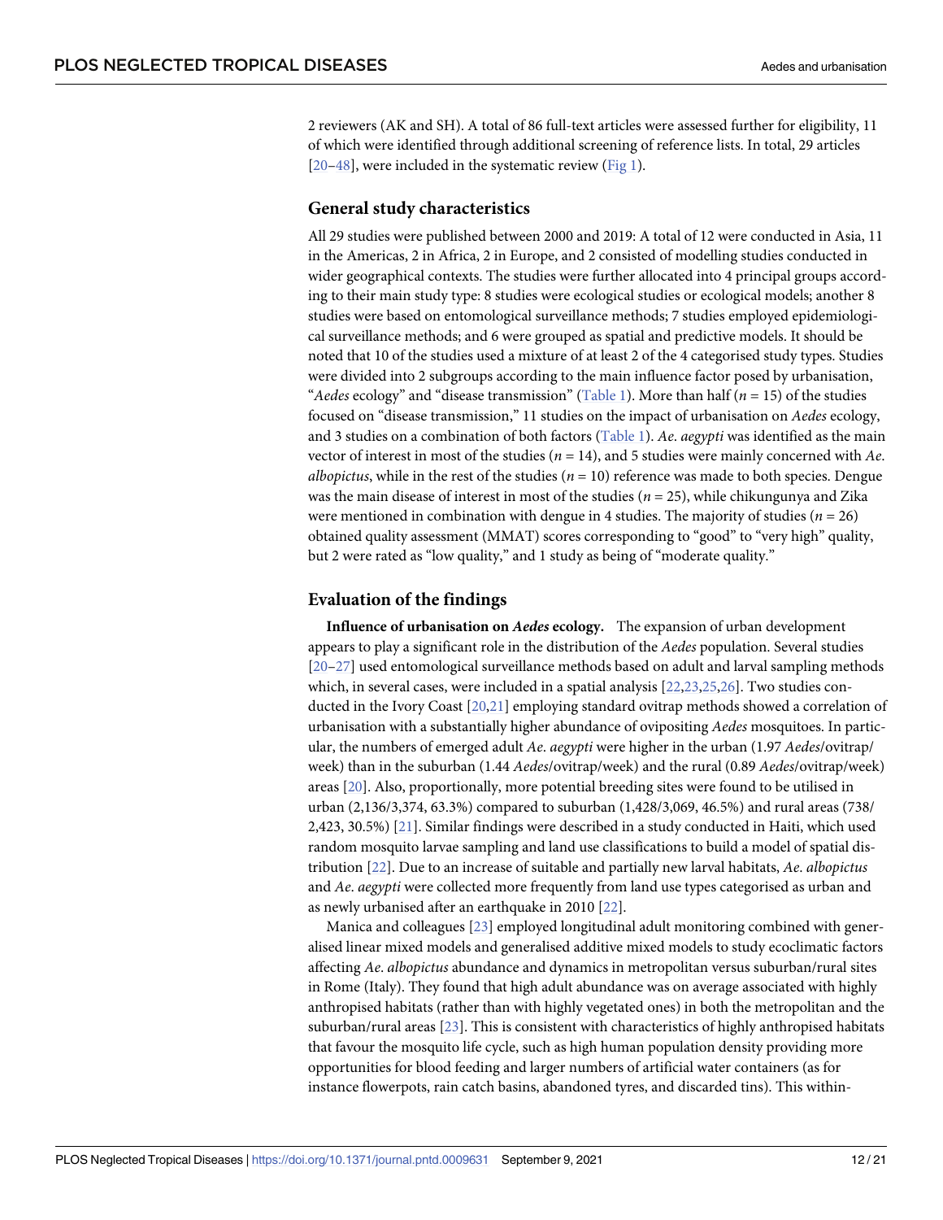2 reviewers (AK and SH). A total of 86 full-text articles were assessed further for eligibility, 11 of which were identified through additional screening of reference lists. In total, 29 articles [20–48], were included in the systematic review (Fig 1).

## General study characteristics

All 29 studies were published between 2000 and 2019: A total of 12 were conducted in Asia, 11 in the Americas, 2 in Africa, 2 in Europe, and 2 consisted of modelling studies conducted in wider geographical contexts. The studies were further allocated into 4 principal groups according to their main study type: 8 studies were ecological studies or ecological models; another 8 studies were based on entomological surveillance methods; 7 studies employed epidemiological surveillance methods; and 6 were grouped as spatial and predictive models. It should be noted that 10 of the studies used a mixture of at least 2 of the 4 categorised study types. Studies were divided into 2 subgroups according to the main influence factor posed by urbanisation, "*Aedes* ecology" and "disease transmission" (Table 1). More than half ($n = 15$) of the studies focused on "disease transmission," 11 studies on the impact of urbanisation on *Aedes* ecology, and 3 studies on a combination of both factors (Table 1). *Ae*. *aegypti* was identified as the main vector of interest in most of the studies ($n = 14$), and 5 studies were mainly concerned with *Ae*. *albopictus*, while in the rest of the studies ($n = 10$) reference was made to both species. Dengue was the main disease of interest in most of the studies ($n = 25$), while chikungunya and Zika were mentioned in combination with dengue in 4 studies. The majority of studies ($n = 26$) obtained quality assessment (MMAT) scores corresponding to "good" to "very high" quality, but 2 were rated as "low quality," and 1 study as being of "moderate quality."

## Evaluation of the findings

**Influence of urbanisation on *Aedes* ecology.** The expansion of urban development appears to play a significant role in the distribution of the *Aedes* population. Several studies [20–27] used entomological surveillance methods based on adult and larval sampling methods which, in several cases, were included in a spatial analysis [22,23,25,26]. Two studies conducted in the Ivory Coast [20,21] employing standard ovitrap methods showed a correlation of urbanisation with a substantially higher abundance of ovipositing *Aedes* mosquitoes. In particular, the numbers of emerged adult *Ae*. *aegypti* were higher in the urban (1.97 *Aedes*/ovitrap/week) than in the suburban (1.44 *Aedes*/ovitrap/week) and the rural (0.89 *Aedes*/ovitrap/week) areas [20]. Also, proportionally, more potential breeding sites were found to be utilised in urban (2,136/3,374, 63.3%) compared to suburban (1,428/3,069, 46.5%) and rural areas (738/2,423, 30.5%) [21]. Similar findings were described in a study conducted in Haiti, which used random mosquito larvae sampling and land use classifications to build a model of spatial distribution [22]. Due to an increase of suitable and partially new larval habitats, *Ae*. *albopictus* and *Ae*. *aegypti* were collected more frequently from land use types categorised as urban and as newly urbanised after an earthquake in 2010 [22].

Manica and colleagues [23] employed longitudinal adult monitoring combined with generalised linear mixed models and generalised additive mixed models to study ecoclimatic factors affecting *Ae*. *albopictus* abundance and dynamics in metropolitan versus suburban/rural sites in Rome (Italy). They found that high adult abundance was on average associated with highly anthropised habitats (rather than with highly vegetated ones) in both the metropolitan and the suburban/rural areas [23]. This is consistent with characteristics of highly anthropised habitats that favour the mosquito life cycle, such as high human population density providing more opportunities for blood feeding and larger numbers of artificial water containers (as for instance flowerpots, rain catch basins, abandoned tyres, and discarded tins). This within-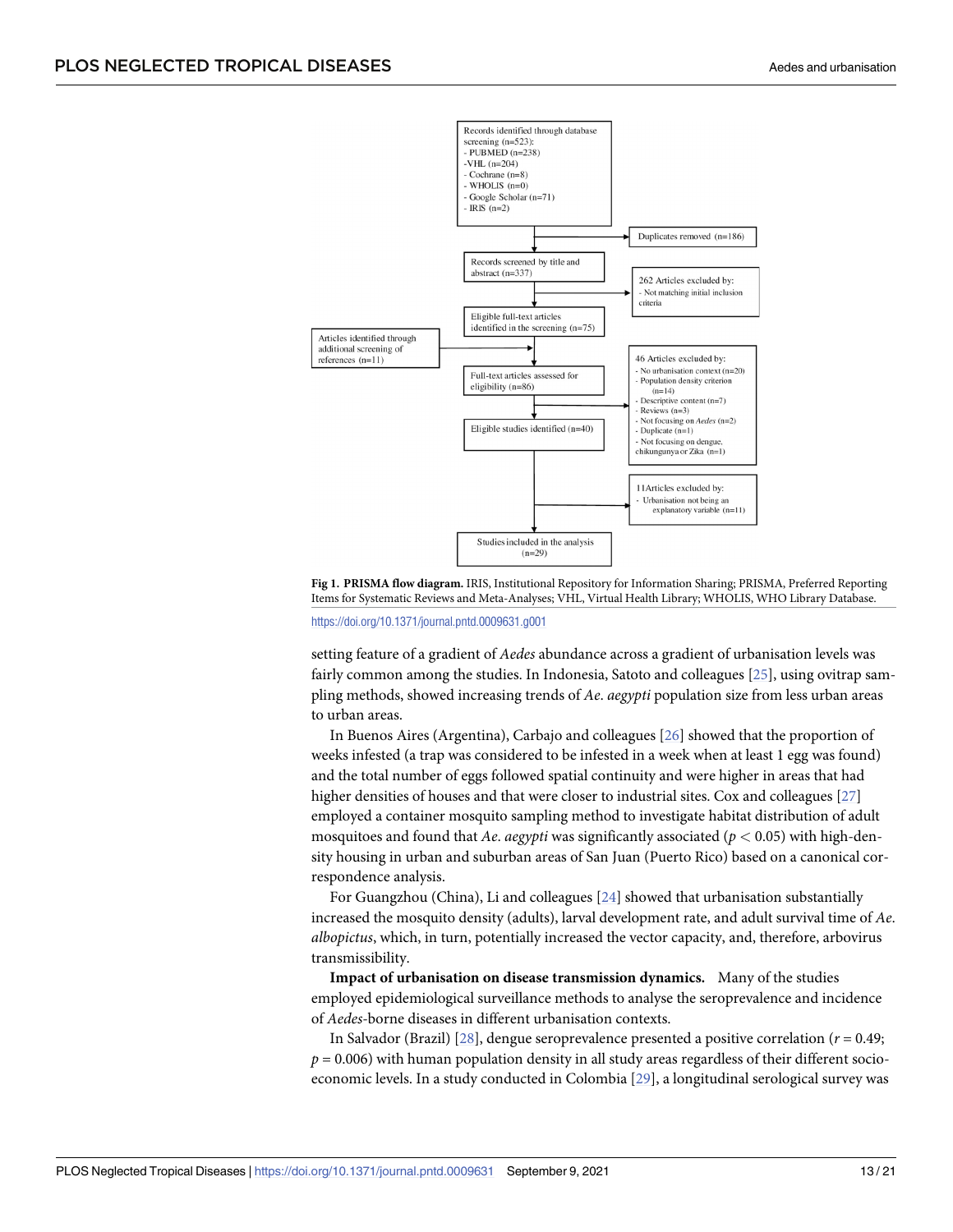Records identified through database screening (n=523):
- PUBMED (n=238)
- VHL (n=204)
- Cochrane (n=8)
- WHOLIS (n=0)
- Google Scholar (n=71)
- IRIS (n=2)

Duplicates removed (n=186)

Records screened by title and abstract (n=337)

262 Articles excluded by:
- Not matching initial inclusion criteria

Eligible full-text articles identified in the screening (n=75)

Articles identified through additional screening of references (n=11)

Full-text articles assessed for eligibility (n=86)

46 Articles excluded by:
- No urbanisation context (n=20)
- Population density criterion (n=14)
- Descriptive content (n=7)
- Reviews (n=3)
- Not focusing on *Aedes* (n=2)
- Duplicate (n=1)
- Not focusing on dengue, chikungunya or Zika (n=1)

Eligible studies identified (n=40)

11Articles excluded by:
- Urbanisation not being an explanatory variable (n=11)

Studies included in the analysis (n=29)

**Fig 1. PRISMA flow diagram.** IRIS, Institutional Repository for Information Sharing; PRISMA, Preferred Reporting Items for Systematic Reviews and Meta-Analyses; VHL, Virtual Health Library; WHOLIS, WHO Library Database.

https://doi.org/10.1371/journal.pntd.0009631.g001

setting feature of a gradient of *Aedes* abundance across a gradient of urbanisation levels was fairly common among the studies. In Indonesia, Satoto and colleagues [25], using ovitrap sampling methods, showed increasing trends of *Ae. aegypti* population size from less urban areas to urban areas.

In Buenos Aires (Argentina), Carbajo and colleagues [26] showed that the proportion of weeks infested (a trap was considered to be infested in a week when at least 1 egg was found) and the total number of eggs followed spatial continuity and were higher in areas that had higher densities of houses and that were closer to industrial sites. Cox and colleagues [27] employed a container mosquito sampling method to investigate habitat distribution of adult mosquitoes and found that *Ae. aegypti* was significantly associated ($p < 0.05$) with high-density housing in urban and suburban areas of San Juan (Puerto Rico) based on a canonical correspondence analysis.

For Guangzhou (China), Li and colleagues [24] showed that urbanisation substantially increased the mosquito density (adults), larval development rate, and adult survival time of *Ae. albopictus*, which, in turn, potentially increased the vector capacity, and, therefore, arbovirus transmissibility.

**Impact of urbanisation on disease transmission dynamics.** Many of the studies employed epidemiological surveillance methods to analyse the seroprevalence and incidence of *Aedes*-borne diseases in different urbanisation contexts.

In Salvador (Brazil) [28], dengue seroprevalence presented a positive correlation ($r = 0.49$; $p = 0.006$) with human population density in all study areas regardless of their different socioeconomic levels. In a study conducted in Colombia [29], a longitudinal serological survey was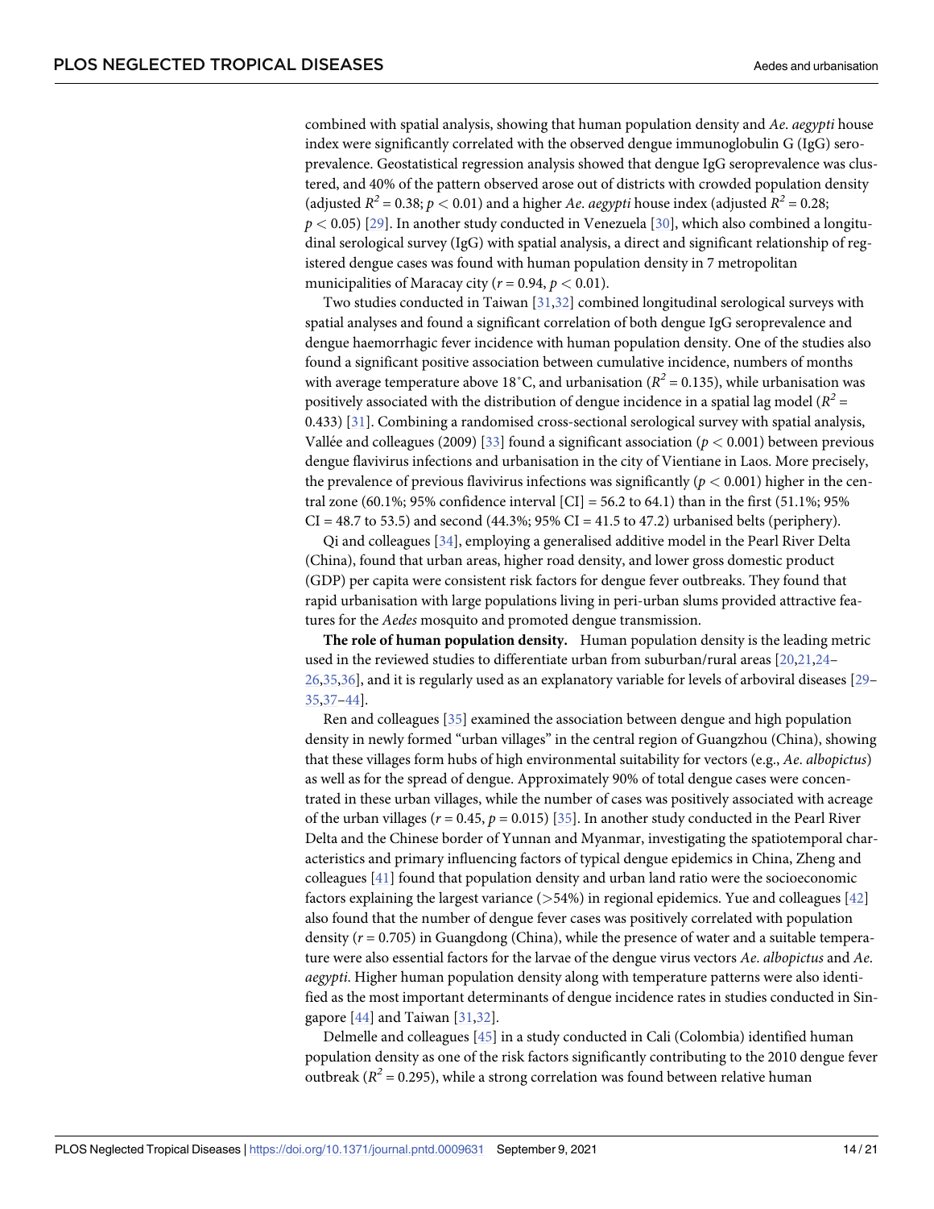combined with spatial analysis, showing that human population density and *Ae. aegypti* house index were significantly correlated with the observed dengue immunoglobulin G (IgG) seroprevalence. Geostatistical regression analysis showed that dengue IgG seroprevalence was clustered, and 40% of the pattern observed arose out of districts with crowded population density (adjusted $R^2 = 0.38$; $p < 0.01$) and a higher *Ae. aegypti* house index (adjusted $R^2 = 0.28$; $p < 0.05$) [29]. In another study conducted in Venezuela [30], which also combined a longitudinal serological survey (IgG) with spatial analysis, a direct and significant relationship of registered dengue cases was found with human population density in 7 metropolitan municipalities of Maracay city ($r = 0.94$, $p < 0.01$).

Two studies conducted in Taiwan [31,32] combined longitudinal serological surveys with spatial analyses and found a significant correlation of both dengue IgG seroprevalence and dengue haemorrhagic fever incidence with human population density. One of the studies also found a significant positive association between cumulative incidence, numbers of months with average temperature above 18˚C, and urbanisation ($R^2 = 0.135$), while urbanisation was positively associated with the distribution of dengue incidence in a spatial lag model ($R^2 = 0.433$) [31]. Combining a randomised cross-sectional serological survey with spatial analysis, Vallée and colleagues (2009) [33] found a significant association ($p < 0.001$) between previous dengue flavivirus infections and urbanisation in the city of Vientiane in Laos. More precisely, the prevalence of previous flavivirus infections was significantly ($p < 0.001$) higher in the central zone (60.1%; 95% confidence interval [CI] = 56.2 to 64.1) than in the first (51.1%; 95% CI = 48.7 to 53.5) and second (44.3%; 95% CI = 41.5 to 47.2) urbanised belts (periphery).

Qi and colleagues [34], employing a generalised additive model in the Pearl River Delta (China), found that urban areas, higher road density, and lower gross domestic product (GDP) per capita were consistent risk factors for dengue fever outbreaks. They found that rapid urbanisation with large populations living in peri-urban slums provided attractive features for the *Aedes* mosquito and promoted dengue transmission.

**The role of human population density.** Human population density is the leading metric used in the reviewed studies to differentiate urban from suburban/rural areas [20,21,24–26,35,36], and it is regularly used as an explanatory variable for levels of arboviral diseases [29–35,37–44].

Ren and colleagues [35] examined the association between dengue and high population density in newly formed "urban villages" in the central region of Guangzhou (China), showing that these villages form hubs of high environmental suitability for vectors (e.g., *Ae. albopictus*) as well as for the spread of dengue. Approximately 90% of total dengue cases were concentrated in these urban villages, while the number of cases was positively associated with acreage of the urban villages ($r = 0.45$, $p = 0.015$) [35]. In another study conducted in the Pearl River Delta and the Chinese border of Yunnan and Myanmar, investigating the spatiotemporal characteristics and primary influencing factors of typical dengue epidemics in China, Zheng and colleagues [41] found that population density and urban land ratio were the socioeconomic factors explaining the largest variance (>54%) in regional epidemics. Yue and colleagues [42] also found that the number of dengue fever cases was positively correlated with population density ($r = 0.705$) in Guangdong (China), while the presence of water and a suitable temperature were also essential factors for the larvae of the dengue virus vectors *Ae. albopictus* and *Ae. aegypti*. Higher human population density along with temperature patterns were also identified as the most important determinants of dengue incidence rates in studies conducted in Singapore [44] and Taiwan [31,32].

Delmelle and colleagues [45] in a study conducted in Cali (Colombia) identified human population density as one of the risk factors significantly contributing to the 2010 dengue fever outbreak ($R^2 = 0.295$), while a strong correlation was found between relative human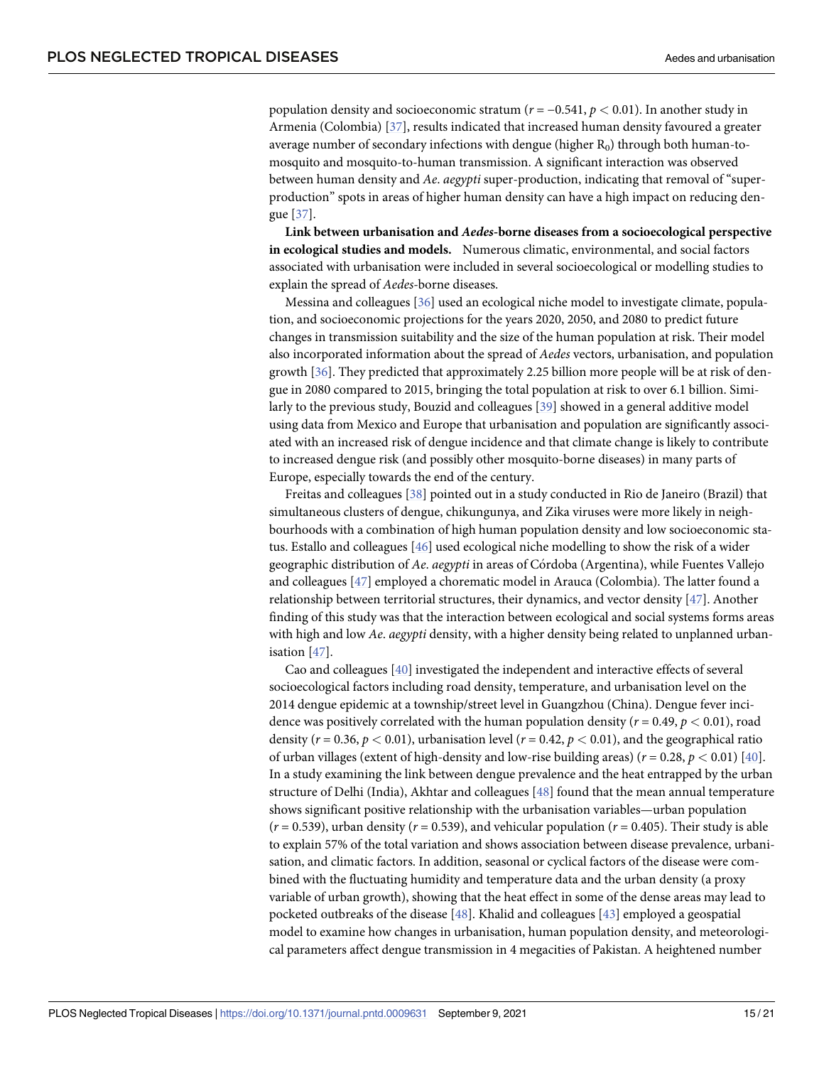population density and socioeconomic stratum ($r = -0.541$, $p < 0.01$). In another study in Armenia (Colombia) [37], results indicated that increased human density favoured a greater average number of secondary infections with dengue (higher $R_0$) through both human-to-mosquito and mosquito-to-human transmission. A significant interaction was observed between human density and *Ae. aegypti* super-production, indicating that removal of "super-production" spots in areas of higher human density can have a high impact on reducing dengue [37].

**Link between urbanisation and *Aedes*-borne diseases from a socioecological perspective in ecological studies and models.** Numerous climatic, environmental, and social factors associated with urbanisation were included in several socioecological or modelling studies to explain the spread of *Aedes*-borne diseases.

Messina and colleagues [36] used an ecological niche model to investigate climate, population, and socioeconomic projections for the years 2020, 2050, and 2080 to predict future changes in transmission suitability and the size of the human population at risk. Their model also incorporated information about the spread of *Aedes* vectors, urbanisation, and population growth [36]. They predicted that approximately 2.25 billion more people will be at risk of dengue in 2080 compared to 2015, bringing the total population at risk to over 6.1 billion. Similarly to the previous study, Bouzid and colleagues [39] showed in a general additive model using data from Mexico and Europe that urbanisation and population are significantly associated with an increased risk of dengue incidence and that climate change is likely to contribute to increased dengue risk (and possibly other mosquito-borne diseases) in many parts of Europe, especially towards the end of the century.

Freitas and colleagues [38] pointed out in a study conducted in Rio de Janeiro (Brazil) that simultaneous clusters of dengue, chikungunya, and Zika viruses were more likely in neighbourhoods with a combination of high human population density and low socioeconomic status. Estallo and colleagues [46] used ecological niche modelling to show the risk of a wider geographic distribution of *Ae. aegypti* in areas of Córdoba (Argentina), while Fuentes Vallejo and colleagues [47] employed a choremaic model in Arauca (Colombia). The latter found a relationship between territorial structures, their dynamics, and vector density [47]. Another finding of this study was that the interaction between ecological and social systems forms areas with high and low *Ae. aegypti* density, with a higher density being related to unplanned urbanisation [47].

Cao and colleagues [40] investigated the independent and interactive effects of several socioecological factors including road density, temperature, and urbanisation level on the 2014 dengue epidemic at a township/street level in Guangzhou (China). Dengue fever incidence was positively correlated with the human population density ($r = 0.49$, $p < 0.01$), road density ($r = 0.36$, $p < 0.01$), urbanisation level ($r = 0.42$, $p < 0.01$), and the geographical ratio of urban villages (extent of high-density and low-rise building areas) ($r = 0.28$, $p < 0.01$) [40]. In a study examining the link between dengue prevalence and the heat entrapped by the urban structure of Delhi (India), Akhtar and colleagues [48] found that the mean annual temperature shows significant positive relationship with the urbanisation variables—urban population ($r = 0.539$), urban density ($r = 0.539$), and vehicular population ($r = 0.405$). Their study is able to explain 57% of the total variation and shows association between disease prevalence, urbanisation, and climatic factors. In addition, seasonal or cyclical factors of the disease were combined with the fluctuating humidity and temperature data and the urban density (a proxy variable of urban growth), showing that the heat effect in some of the dense areas may lead to pocketed outbreaks of the disease [48]. Khalid and colleagues [43] employed a geospatial model to examine how changes in urbanisation, human population density, and meteorological parameters affect dengue transmission in 4 megacities of Pakistan. A heightened number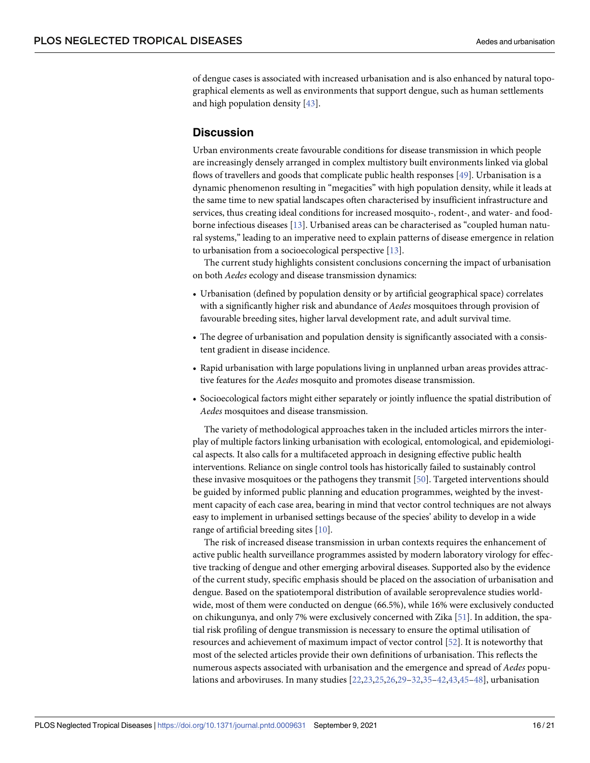of dengue cases is associated with increased urbanisation and is also enhanced by natural topographical elements as well as environments that support dengue, such as human settlements and high population density [43].

## Discussion

Urban environments create favourable conditions for disease transmission in which people are increasingly densely arranged in complex multistory built environments linked via global flows of travellers and goods that complicate public health responses [49]. Urbanisation is a dynamic phenomenon resulting in "megacities" with high population density, while it leads at the same time to new spatial landscapes often characterised by insufficient infrastructure and services, thus creating ideal conditions for increased mosquito-, rodent-, and water- and food-borne infectious diseases [13]. Urbanised areas can be characterised as "coupled human natural systems," leading to an imperative need to explain patterns of disease emergence in relation to urbanisation from a socioecological perspective [13].

The current study highlights consistent conclusions concerning the impact of urbanisation on both *Aedes* ecology and disease transmission dynamics:

- Urbanisation (defined by population density or by artificial geographical space) correlates with a significantly higher risk and abundance of *Aedes* mosquitoes through provision of favourable breeding sites, higher larval development rate, and adult survival time.
- The degree of urbanisation and population density is significantly associated with a consistent gradient in disease incidence.
- Rapid urbanisation with large populations living in unplanned urban areas provides attractive features for the *Aedes* mosquito and promotes disease transmission.
- Socioecological factors might either separately or jointly influence the spatial distribution of *Aedes* mosquitoes and disease transmission.

The variety of methodological approaches taken in the included articles mirrors the interplay of multiple factors linking urbanisation with ecological, entomological, and epidemiological aspects. It also calls for a multifaceted approach in designing effective public health interventions. Reliance on single control tools has historically failed to sustainably control these invasive mosquitoes or the pathogens they transmit [50]. Targeted interventions should be guided by informed public planning and education programmes, weighted by the investment capacity of each case area, bearing in mind that vector control techniques are not always easy to implement in urbanised settings because of the species' ability to develop in a wide range of artificial breeding sites [10].

The risk of increased disease transmission in urban contexts requires the enhancement of active public health surveillance programmes assisted by modern laboratory virology for effective tracking of dengue and other emerging arboviral diseases. Supported also by the evidence of the current study, specific emphasis should be placed on the association of urbanisation and dengue. Based on the spatiotemporal distribution of available seroprevalence studies worldwide, most of them were conducted on dengue (66.5%), while 16% were exclusively conducted on chikungunya, and only 7% were exclusively concerned with Zika [51]. In addition, the spatial risk profiling of dengue transmission is necessary to ensure the optimal utilisation of resources and achievement of maximum impact of vector control [52]. It is noteworthy that most of the selected articles provide their own definitions of urbanisation. This reflects the numerous aspects associated with urbanisation and the emergence and spread of *Aedes* populations and arboviruses. In many studies [22,23,25,26,29–32,35–42,43,45–48], urbanisation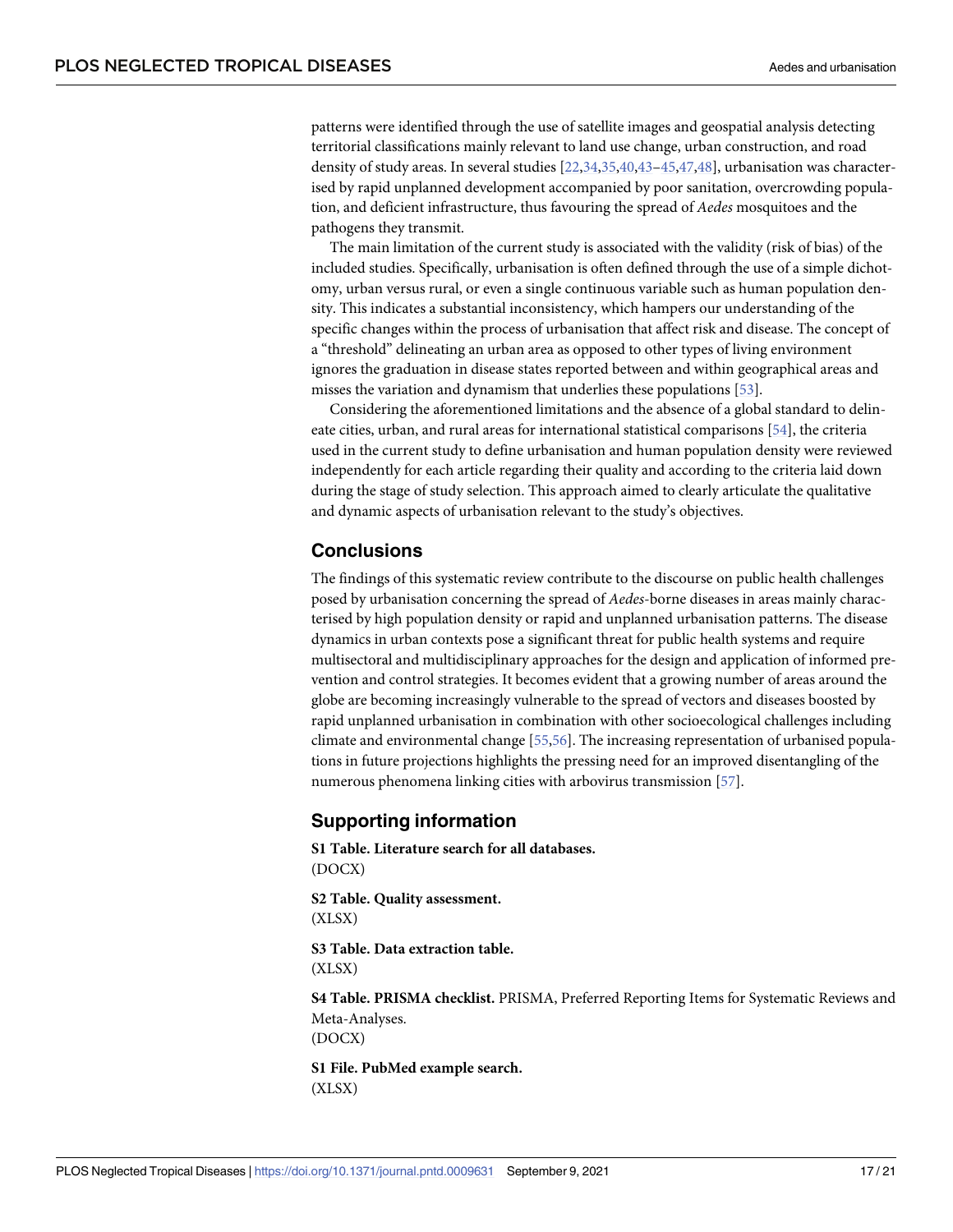patterns were identified through the use of satellite images and geospatial analysis detecting territorial classifications mainly relevant to land use change, urban construction, and road density of study areas. In several studies [22,34,35,40,43–45,47,48], urbanisation was characterised by rapid unplanned development accompanied by poor sanitation, overcrowding population, and deficient infrastructure, thus favouring the spread of *Aedes* mosquitoes and the pathogens they transmit.

The main limitation of the current study is associated with the validity (risk of bias) of the included studies. Specifically, urbanisation is often defined through the use of a simple dichotomy, urban versus rural, or even a single continuous variable such as human population density. This indicates a substantial inconsistency, which hampers our understanding of the specific changes within the process of urbanisation that affect risk and disease. The concept of a "threshold" delineating an urban area as opposed to other types of living environment ignores the graduation in disease states reported between and within geographical areas and misses the variation and dynamism that underlies these populations [53].

Considering the aforementioned limitations and the absence of a global standard to delineate cities, urban, and rural areas for international statistical comparisons [54], the criteria used in the current study to define urbanisation and human population density were reviewed independently for each article regarding their quality and according to the criteria laid down during the stage of study selection. This approach aimed to clearly articulate the qualitative and dynamic aspects of urbanisation relevant to the study's objectives.

## Conclusions

The findings of this systematic review contribute to the discourse on public health challenges posed by urbanisation concerning the spread of *Aedes*-borne diseases in areas mainly characterised by high population density or rapid and unplanned urbanisation patterns. The disease dynamics in urban contexts pose a significant threat for public health systems and require multisectoral and multidisciplinary approaches for the design and application of informed prevention and control strategies. It becomes evident that a growing number of areas around the globe are becoming increasingly vulnerable to the spread of vectors and diseases boosted by rapid unplanned urbanisation in combination with other socioecological challenges including climate and environmental change [55,56]. The increasing representation of urbanised populations in future projections highlights the pressing need for an improved disentangling of the numerous phenomena linking cities with arbovirus transmission [57].

## Supporting information

**S1 Table. Literature search for all databases.**
(DOCX)

**S2 Table. Quality assessment.**
(XLSX)

**S3 Table. Data extraction table.**
(XLSX)

**S4 Table. PRISMA checklist.** PRISMA, Preferred Reporting Items for Systematic Reviews and Meta-Analyses.
(DOCX)

**S1 File. PubMed example search.**
(XLSX)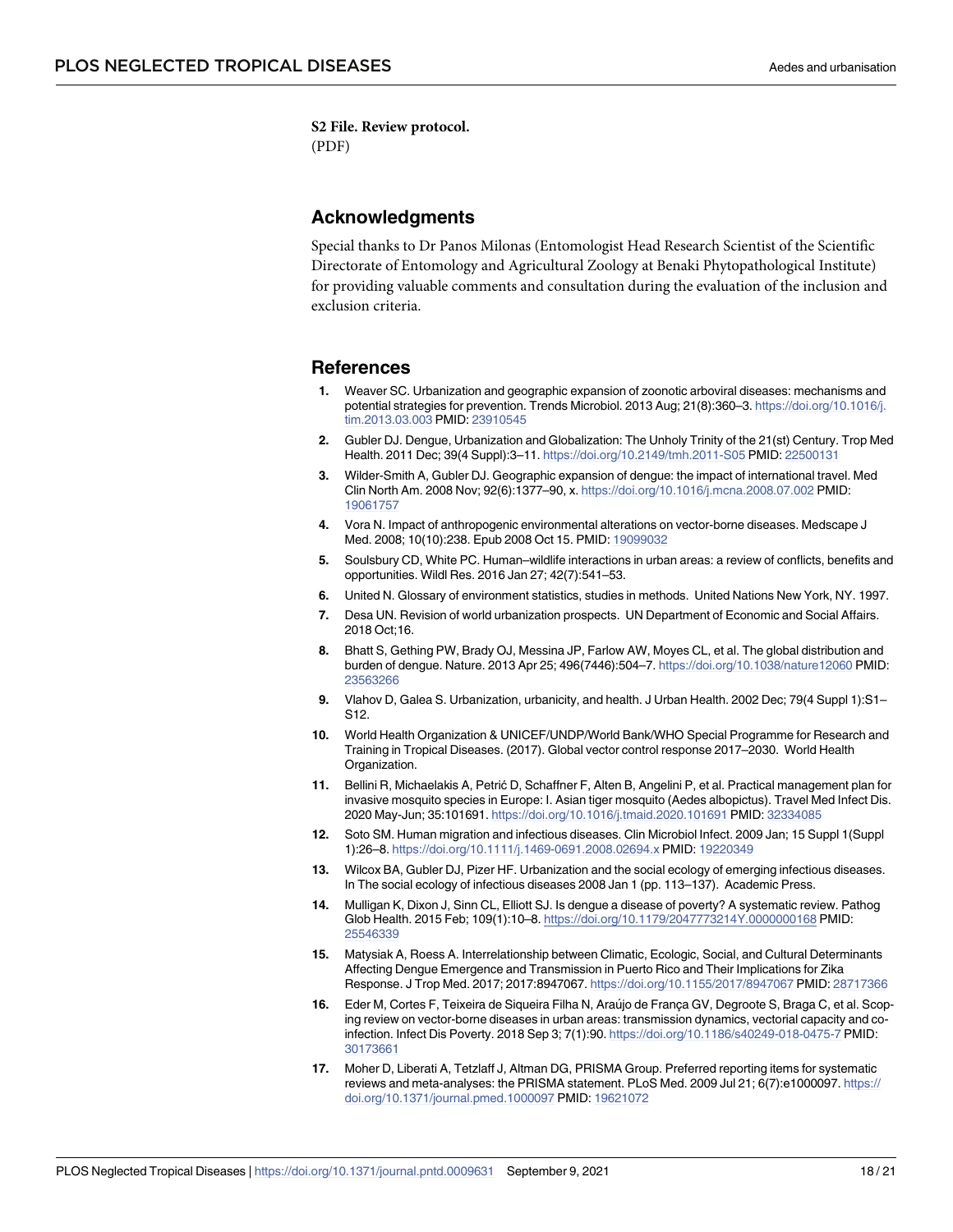**S2 File. Review protocol.**
(PDF)

## Acknowledgments

Special thanks to Dr Panos Milonas (Entomologist Head Research Scientist of the Scientific Directorate of Entomology and Agricultural Zoology at Benaki Phytopathological Institute) for providing valuable comments and consultation during the evaluation of the inclusion and exclusion criteria.

## References

1. Weaver SC. Urbanization and geographic expansion of zoonotic arboviral diseases: mechanisms and potential strategies for prevention. Trends Microbiol. 2013 Aug; 21(8):360–3. https://doi.org/10.1016/j.tim.2013.03.003 PMID: 23910545
2. Gubler DJ. Dengue, Urbanization and Globalization: The Unholy Trinity of the 21(st) Century. Trop Med Health. 2011 Dec; 39(4 Suppl):3–11. https://doi.org/10.2149/tmh.2011-S05 PMID: 22500131
3. Wilder-Smith A, Gubler DJ. Geographic expansion of dengue: the impact of international travel. Med Clin North Am. 2008 Nov; 92(6):1377–90, x. https://doi.org/10.1016/j.mcna.2008.07.002 PMID: 19061757
4. Vora N. Impact of anthropogenic environmental alterations on vector-borne diseases. Medscape J Med. 2008; 10(10):238. Epub 2008 Oct 15. PMID: 19099032
5. Soulsbury CD, White PC. Human–wildlife interactions in urban areas: a review of conflicts, benefits and opportunities. Wildl Res. 2016 Jan 27; 42(7):541–53.
6. United N. Glossary of environment statistics, studies in methods. United Nations New York, NY. 1997.
7. Desa UN. Revision of world urbanization prospects. UN Department of Economic and Social Affairs. 2018 Oct;16.
8. Bhatt S, Gething PW, Brady OJ, Messina JP, Farlow AW, Moyes CL, et al. The global distribution and burden of dengue. Nature. 2013 Apr 25; 496(7446):504–7. https://doi.org/10.1038/nature12060 PMID: 23563266
9. Vlahov D, Galea S. Urbanization, urbanicity, and health. J Urban Health. 2002 Dec; 79(4 Suppl 1):S1–S12.
10. World Health Organization & UNICEF/UNDP/World Bank/WHO Special Programme for Research and Training in Tropical Diseases. (2017). Global vector control response 2017–2030. World Health Organization.
11. Bellini R, Michaelakis A, Petrić D, Schaffner F, Alten B, Angelini P, et al. Practical management plan for invasive mosquito species in Europe: I. Asian tiger mosquito (Aedes albopictus). Travel Med Infect Dis. 2020 May-Jun; 35:101691. https://doi.org/10.1016/j.tmaid.2020.101691 PMID: 32334085
12. Soto SM. Human migration and infectious diseases. Clin Microbiol Infect. 2009 Jan; 15 Suppl 1(Suppl 1):26–8. https://doi.org/10.1111/j.1469-0691.2008.02694.x PMID: 19220349
13. Wilcox BA, Gubler DJ, Pizer HF. Urbanization and the social ecology of emerging infectious diseases. In The social ecology of infectious diseases 2008 Jan 1 (pp. 113–137). Academic Press.
14. Mulligan K, Dixon J, Sinn CL, Elliott SJ. Is dengue a disease of poverty? A systematic review. Pathog Glob Health. 2015 Feb; 109(1):10–8. https://doi.org/10.1179/2047773214Y.0000000168 PMID: 25546339
15. Matysiak A, Roess A. Interrelationship between Climatic, Ecologic, Social, and Cultural Determinants Affecting Dengue Emergence and Transmission in Puerto Rico and Their Implications for Zika Response. J Trop Med. 2017; 2017:8947067. https://doi.org/10.1155/2017/8947067 PMID: 28717366
16. Eder M, Cortes F, Teixeira de Siqueira Filha N, Araújo de França GV, Degroote S, Braga C, et al. Scoping review on vector-borne diseases in urban areas: transmission dynamics, vectorial capacity and co-infection. Infect Dis Poverty. 2018 Sep 3; 7(1):90. https://doi.org/10.1186/s40249-018-0475-7 PMID: 30173661
17. Moher D, Liberati A, Tetzlaff J, Altman DG, PRISMA Group. Preferred reporting items for systematic reviews and meta-analyses: the PRISMA statement. PLoS Med. 2009 Jul 21; 6(7):e1000097. https://doi.org/10.1371/journal.pmed.1000097 PMID: 19621072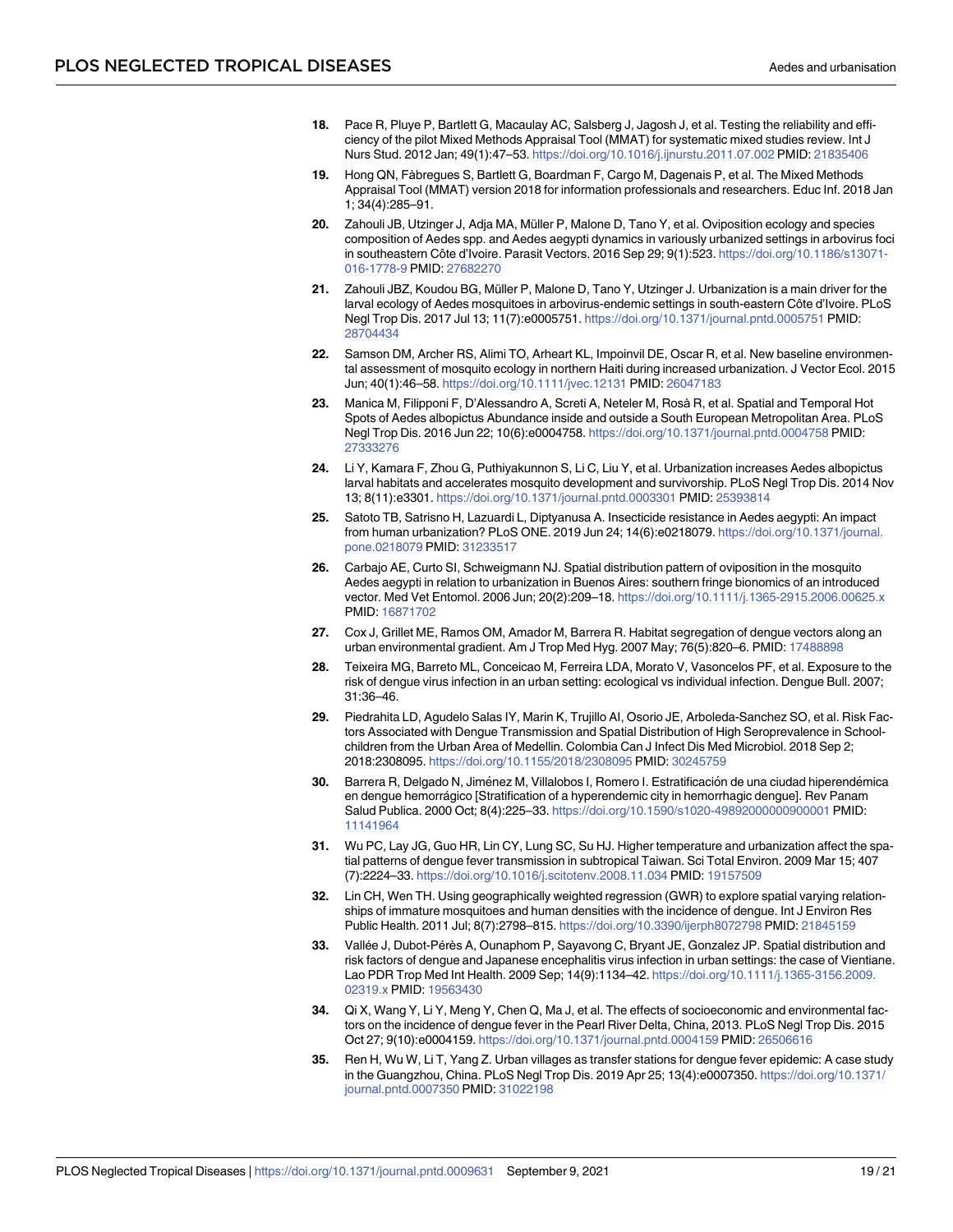18. Pace R, Pluye P, Bartlett G, Macaulay AC, Salsberg J, Jagosh J, et al. Testing the reliability and efficiency of the pilot Mixed Methods Appraisal Tool (MMAT) for systematic mixed studies review. Int J Nurs Stud. 2012 Jan; 49(1):47–53. https://doi.org/10.1016/j.ijnurstu.2011.07.002 PMID: 21835406

19. Hong QN, Fàbregues S, Bartlett G, Boardman F, Cargo M, Dagenais P, et al. The Mixed Methods Appraisal Tool (MMAT) version 2018 for information professionals and researchers. Educ Inf. 2018 Jan 1; 34(4):285–91.

20. Zahouli JB, Utzinger J, Adja MA, Müller P, Malone D, Tano Y, et al. Oviposition ecology and species composition of Aedes spp. and Aedes aegypti dynamics in variously urbanized settings in arbovirus foci in southeastern Côte d'Ivoire. Parasit Vectors. 2016 Sep 29; 9(1):523. https://doi.org/10.1186/s13071-016-1778-9 PMID: 27682270

21. Zahouli JBZ, Koudou BG, Müller P, Malone D, Tano Y, Utzinger J. Urbanization is a main driver for the larval ecology of Aedes mosquitoes in arbovirus-endemic settings in south-eastern Côte d'Ivoire. PLoS Negl Trop Dis. 2017 Jul 13; 11(7):e0005751. https://doi.org/10.1371/journal.pntd.0005751 PMID: 28704434

22. Samson DM, Archer RS, Alimi TO, Arheart KL, Impoinvil DE, Oscar R, et al. New baseline environmental assessment of mosquito ecology in northern Haiti during increased urbanization. J Vector Ecol. 2015 Jun; 40(1):46–58. https://doi.org/10.1111/jvec.12131 PMID: 26047183

23. Manica M, Filipponi F, D'Alessandro A, Screti A, Neteler M, Rosà R, et al. Spatial and Temporal Hot Spots of Aedes albopictus Abundance inside and outside a South European Metropolitan Area. PLoS Negl Trop Dis. 2016 Jun 22; 10(6):e0004758. https://doi.org/10.1371/journal.pntd.0004758 PMID: 27333276

24. Li Y, Kamara F, Zhou G, Puthiyakunnon S, Li C, Liu Y, et al. Urbanization increases Aedes albopictus larval habitats and accelerates mosquito development and survivorship. PLoS Negl Trop Dis. 2014 Nov 13; 8(11):e3301. https://doi.org/10.1371/journal.pntd.0003301 PMID: 25393814

25. Satoto TB, Satrisno H, Lazuardi L, Diptyanusa A. Insecticide resistance in Aedes aegypti: An impact from human urbanization? PLoS ONE. 2019 Jun 24; 14(6):e0218079. https://doi.org/10.1371/journal.pone.0218079 PMID: 31233517

26. Carbajo AE, Curto SI, Schweigmann NJ. Spatial distribution pattern of oviposition in the mosquito Aedes aegypti in relation to urbanization in Buenos Aires: southern fringe bionomics of an introduced vector. Med Vet Entomol. 2006 Jun; 20(2):209–18. https://doi.org/10.1111/j.1365-2915.2006.00625.x PMID: 16871702

27. Cox J, Grillet ME, Ramos OM, Amador M, Barrera R. Habitat segregation of dengue vectors along an urban environmental gradient. Am J Trop Med Hyg. 2007 May; 76(5):820–6. PMID: 17488898

28. Teixeira MG, Barreto ML, Conceicao M, Ferreira LDA, Morato V, Vasoncelos PF, et al. Exposure to the risk of dengue virus infection in an urban setting: ecological vs individual infection. Dengue Bull. 2007; 31:36–46.

29. Piedrahita LD, Agudelo Salas IY, Marin K, Trujillo AI, Osorio JE, Arboleda-Sanchez SO, et al. Risk Factors Associated with Dengue Transmission and Spatial Distribution of High Seroprevalence in Schoolchildren from the Urban Area of Medellin. Colombia Can J Infect Dis Med Microbiol. 2018 Sep 2; 2018:2308095. https://doi.org/10.1155/2018/2308095 PMID: 30245759

30. Barrera R, Delgado N, Jiménez M, Villalobos I, Romero I. Estratificación de una ciudad hiperendémica en dengue hemorrágico [Stratification of a hyperendemic city in hemorrhagic dengue]. Rev Panam Salud Publica. 2000 Oct; 8(4):225–33. https://doi.org/10.1590/s1020-49892000000900001 PMID: 11141964

31. Wu PC, Lay JG, Guo HR, Lin CY, Lung SC, Su HJ. Higher temperature and urbanization affect the spatial patterns of dengue fever transmission in subtropical Taiwan. Sci Total Environ. 2009 Mar 15; 407 (7):2224–33. https://doi.org/10.1016/j.scitotenv.2008.11.034 PMID: 19157509

32. Lin CH, Wen TH. Using geographically weighted regression (GWR) to explore spatial varying relationships of immature mosquitoes and human densities with the incidence of dengue. Int J Environ Res Public Health. 2011 Jul; 8(7):2798–815. https://doi.org/10.3390/ijerph8072798 PMID: 21845159

33. Vallée J, Dubot-Pérès A, Ounaphom P, Sayavong C, Bryant JE, Gonzalez JP. Spatial distribution and risk factors of dengue and Japanese encephalitis virus infection in urban settings: the case of Vientiane. Lao PDR Trop Med Int Health. 2009 Sep; 14(9):1134–42. https://doi.org/10.1111/j.1365-3156.2009.02319.x PMID: 19563430

34. Qi X, Wang Y, Li Y, Meng Y, Chen Q, Ma J, et al. The effects of socioeconomic and environmental factors on the incidence of dengue fever in the Pearl River Delta, China, 2013. PLoS Negl Trop Dis. 2015 Oct 27; 9(10):e0004159. https://doi.org/10.1371/journal.pntd.0004159 PMID: 26506616

35. Ren H, Wu W, Li T, Yang Z. Urban villages as transfer stations for dengue fever epidemic: A case study in the Guangzhou, China. PLoS Negl Trop Dis. 2019 Apr 25; 13(4):e0007350. https://doi.org/10.1371/journal.pntd.0007350 PMID: 31022198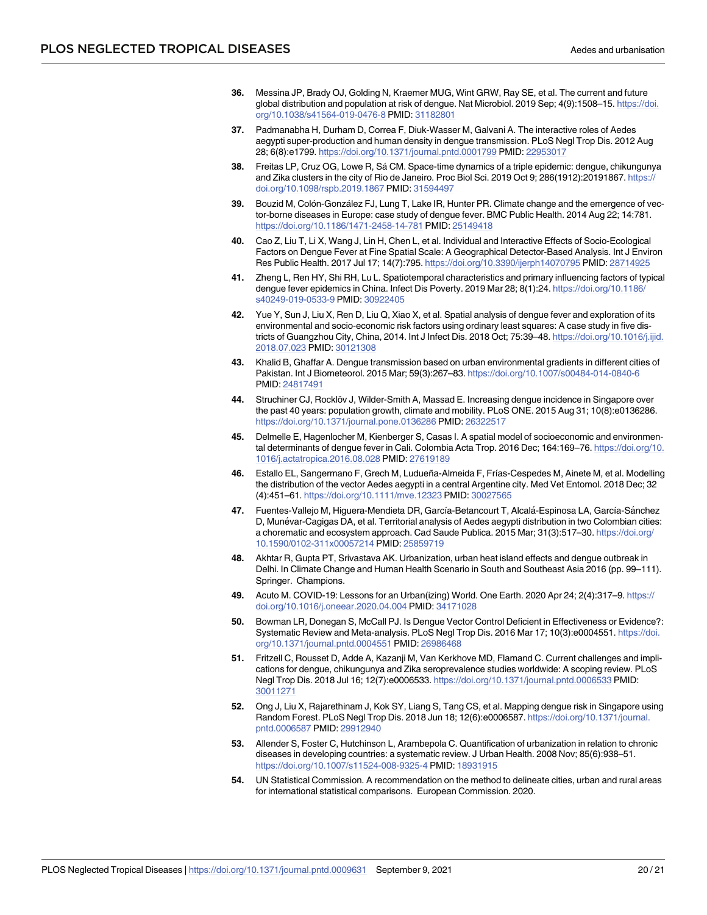36. Messina JP, Brady OJ, Golding N, Kraemer MUG, Wint GRW, Ray SE, et al. The current and future global distribution and population at risk of dengue. Nat Microbiol. 2019 Sep; 4(9):1508–15. https://doi.org/10.1038/s41564-019-0476-8 PMID: 31182801

37. Padmanabha H, Durham D, Correa F, Diuk-Wasser M, Galvani A. The interactive roles of Aedes aegypti super-production and human density in dengue transmission. PLoS Negl Trop Dis. 2012 Aug 28; 6(8):e1799. https://doi.org/10.1371/journal.pntd.0001799 PMID: 22953017

38. Freitas LP, Cruz OG, Lowe R, Sá CM. Space-time dynamics of a triple epidemic: dengue, chikungunya and Zika clusters in the city of Rio de Janeiro. Proc Biol Sci. 2019 Oct 9; 286(1912):20191867. https://doi.org/10.1098/rspb.2019.1867 PMID: 31594497

39. Bouzid M, Colón-González FJ, Lung T, Lake IR, Hunter PR. Climate change and the emergence of vector-borne diseases in Europe: case study of dengue fever. BMC Public Health. 2014 Aug 22; 14:781. https://doi.org/10.1186/1471-2458-14-781 PMID: 25149418

40. Cao Z, Liu T, Li X, Wang J, Lin H, Chen L, et al. Individual and Interactive Effects of Socio-Ecological Factors on Dengue Fever at Fine Spatial Scale: A Geographical Detector-Based Analysis. Int J Environ Res Public Health. 2017 Jul 17; 14(7):795. https://doi.org/10.3390/ijerph14070795 PMID: 28714925

41. Zheng L, Ren HY, Shi RH, Lu L. Spatiotemporal characteristics and primary influencing factors of typical dengue fever epidemics in China. Infect Dis Poverty. 2019 Mar 28; 8(1):24. https://doi.org/10.1186/s40249-019-0533-9 PMID: 30922405

42. Yue Y, Sun J, Liu X, Ren D, Liu Q, Xiao X, et al. Spatial analysis of dengue fever and exploration of its environmental and socio-economic risk factors using ordinary least squares: A case study in five districts of Guangzhou City, China, 2014. Int J Infect Dis. 2018 Oct; 75:39–48. https://doi.org/10.1016/j.ijid.2018.07.023 PMID: 30121308

43. Khalid B, Ghaffar A. Dengue transmission based on urban environmental gradients in different cities of Pakistan. Int J Biometeorol. 2015 Mar; 59(3):267–83. https://doi.org/10.1007/s00484-014-0840-6 PMID: 24817491

44. Struchiner CJ, Rocklöv J, Wilder-Smith A, Massad E. Increasing dengue incidence in Singapore over the past 40 years: population growth, climate and mobility. PLoS ONE. 2015 Aug 31; 10(8):e0136286. https://doi.org/10.1371/journal.pone.0136286 PMID: 26322517

45. Delmelle E, Hagenlocher M, Kienberger S, Casas I. A spatial model of socioeconomic and environmental determinants of dengue fever in Cali. Colombia Acta Trop. 2016 Dec; 164:169–76. https://doi.org/10.1016/j.actatropica.2016.08.028 PMID: 27619189

46. Estallo EL, Sangermano F, Grech M, Ludueña-Almeida F, Frías-Cespedes M, Ainete M, et al. Modelling the distribution of the vector Aedes aegypti in a central Argentine city. Med Vet Entomol. 2018 Dec; 32(4):451–61. https://doi.org/10.1111/mve.12323 PMID: 30027565

47. Fuentes-Vallejo M, Higuera-Mendieta DR, García-Betancourt T, Alcalá-Espinosa LA, García-Sánchez D, Munévar-Cagigas DA, et al. Territorial analysis of Aedes aegypti distribution in two Colombian cities: a chorematic and ecosystem approach. Cad Saude Publica. 2015 Mar; 31(3):517–30. https://doi.org/10.1590/0102-311x00057214 PMID: 25859719

48. Akhtar R, Gupta PT, Srivastava AK. Urbanization, urban heat island effects and dengue outbreak in Delhi. In Climate Change and Human Health Scenario in South and Southeast Asia 2016 (pp. 99–111). Springer. Champions.

49. Acuto M. COVID-19: Lessons for an Urban(izing) World. One Earth. 2020 Apr 24; 2(4):317–9. https://doi.org/10.1016/j.oneear.2020.04.004 PMID: 34171028

50. Bowman LR, Donegan S, McCall PJ. Is Dengue Vector Control Deficient in Effectiveness or Evidence?: Systematic Review and Meta-analysis. PLoS Negl Trop Dis. 2016 Mar 17; 10(3):e0004551. https://doi.org/10.1371/journal.pntd.0004551 PMID: 26986468

51. Fritzell C, Rousset D, Adde A, Kazanji M, Van Kerkhove MD, Flamand C. Current challenges and implications for dengue, chikungunya and Zika seroprevalence studies worldwide: A scoping review. PLoS Negl Trop Dis. 2018 Jul 16; 12(7):e0006533. https://doi.org/10.1371/journal.pntd.0006533 PMID: 30011271

52. Ong J, Liu X, Rajarethinam J, Kok SY, Liang S, Tang CS, et al. Mapping dengue risk in Singapore using Random Forest. PLoS Negl Trop Dis. 2018 Jun 18; 12(6):e0006587. https://doi.org/10.1371/journal.pntd.0006587 PMID: 29912940

53. Allender S, Foster C, Hutchinson L, Arambepola C. Quantification of urbanization in relation to chronic diseases in developing countries: a systematic review. J Urban Health. 2008 Nov; 85(6):938–51. https://doi.org/10.1007/s11524-008-9325-4 PMID: 18931915

54. UN Statistical Commission. A recommendation on the method to delineate cities, urban and rural areas for international statistical comparisons. European Commission. 2020.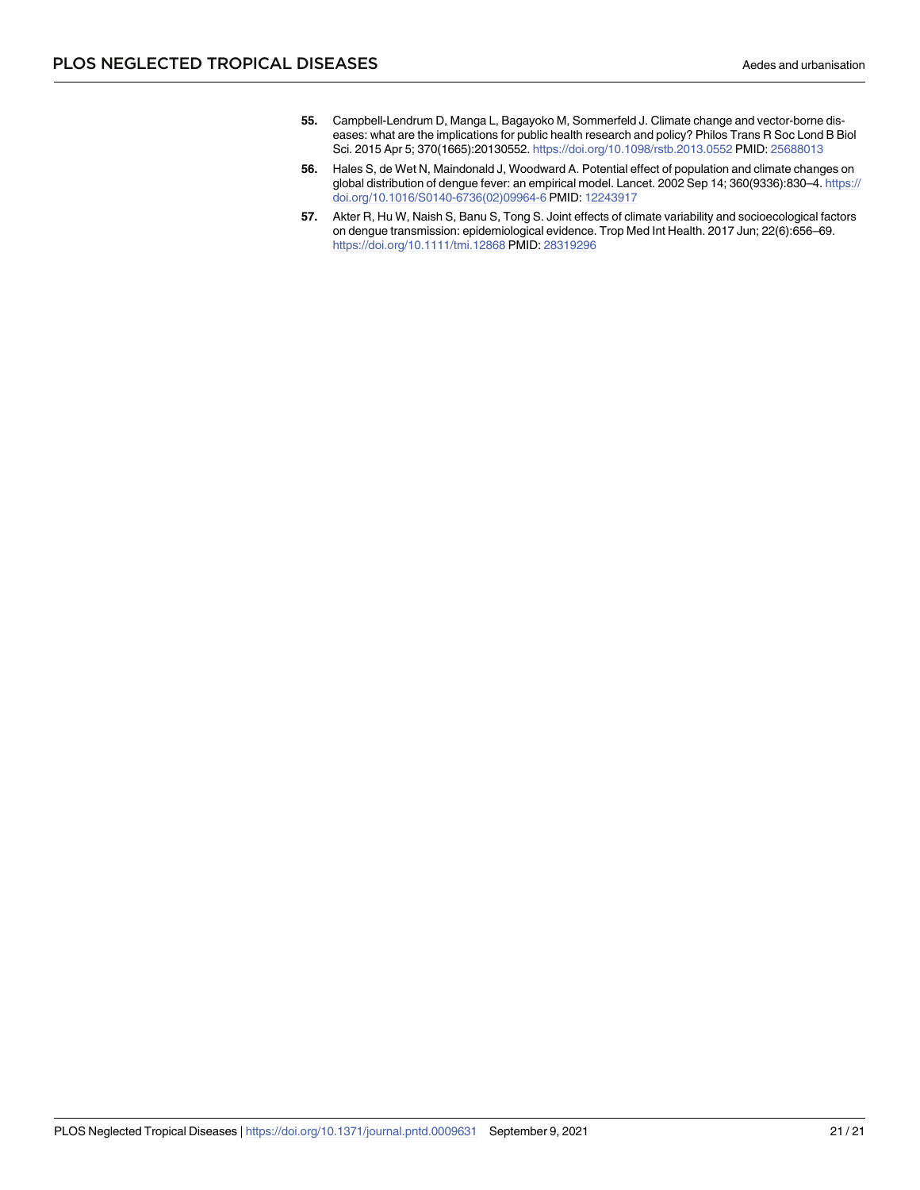55. Campbell-Lendrum D, Manga L, Bagayoko M, Sommerfeld J. Climate change and vector-borne diseases: what are the implications for public health research and policy? Philos Trans R Soc Lond B Biol Sci. 2015 Apr 5; 370(1665):20130552. https://doi.org/10.1098/rstb.2013.0552 PMID: 25688013

56. Hales S, de Wet N, Maindonald J, Woodward A. Potential effect of population and climate changes on global distribution of dengue fever: an empirical model. Lancet. 2002 Sep 14; 360(9336):830–4. https://doi.org/10.1016/S0140-6736(02)09964-6 PMID: 12243917

57. Akter R, Hu W, Naish S, Banu S, Tong S. Joint effects of climate variability and socioecological factors on dengue transmission: epidemiological evidence. Trop Med Int Health. 2017 Jun; 22(6):656–69. https://doi.org/10.1111/tmi.12868 PMID: 28319296